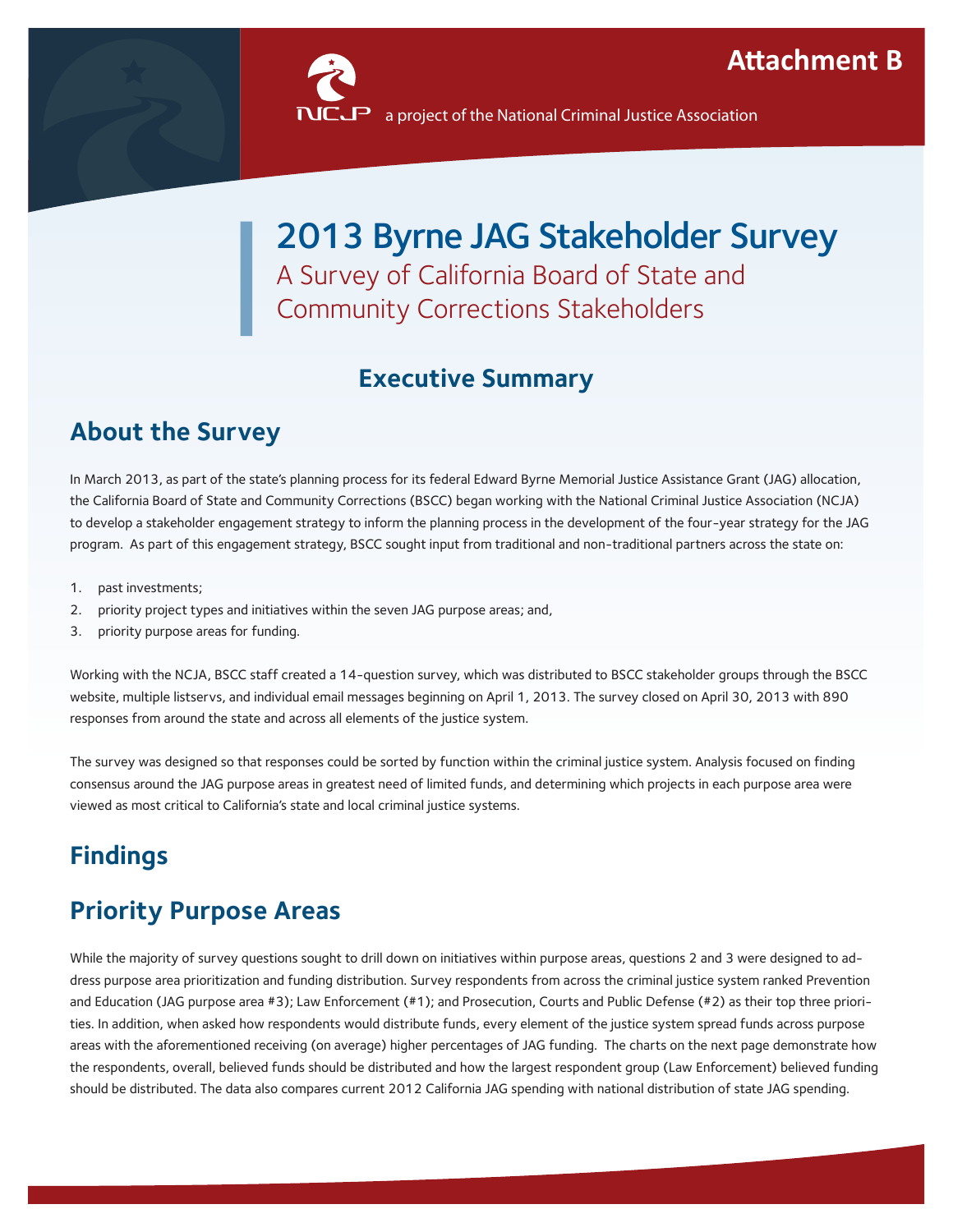Attachment B

NCJP a project of the National Criminal Justice Association

# 2013 Byrne JAG Stakeholder Survey

A Survey of California Board of State and Community Corrections Stakeholders

## Executive Summary

## About the Survey

In March 2013, as part of the state's planning process for its federal Edward Byrne Memorial Justice Assistance Grant (JAG) allocation, the California Board of State and Community Corrections (BSCC) began working with the National Criminal Justice Association (NCJA) to develop a stakeholder engagement strategy to inform the planning process in the development of the four-year strategy for the JAG program. As part of this engagement strategy, BSCC sought input from traditional and non-traditional partners across the state on:

1. past investments;
2. priority project types and initiatives within the seven JAG purpose areas; and,
3. priority purpose areas for funding.

Working with the NCJA, BSCC staff created a 14-question survey, which was distributed to BSCC stakeholder groups through the BSCC website, multiple listservs, and individual email messages beginning on April 1, 2013. The survey closed on April 30, 2013 with 890 responses from around the state and across all elements of the justice system.

The survey was designed so that responses could be sorted by function within the criminal justice system. Analysis focused on finding consensus around the JAG purpose areas in greatest need of limited funds, and determining which projects in each purpose area were viewed as most critical to California's state and local criminal justice systems.

## Findings

## Priority Purpose Areas

While the majority of survey questions sought to drill down on initiatives within purpose areas, questions 2 and 3 were designed to address purpose area prioritization and funding distribution. Survey respondents from across the criminal justice system ranked Prevention and Education (JAG purpose area #3); Law Enforcement (#1); and Prosecution, Courts and Public Defense (#2) as their top three priorities. In addition, when asked how respondents would distribute funds, every element of the justice system spread funds across purpose areas with the aforementioned receiving (on average) higher percentages of JAG funding. The charts on the next page demonstrate how the respondents, overall, believed funds should be distributed and how the largest respondent group (Law Enforcement) believed funding should be distributed. The data also compares current 2012 California JAG spending with national distribution of state JAG spending.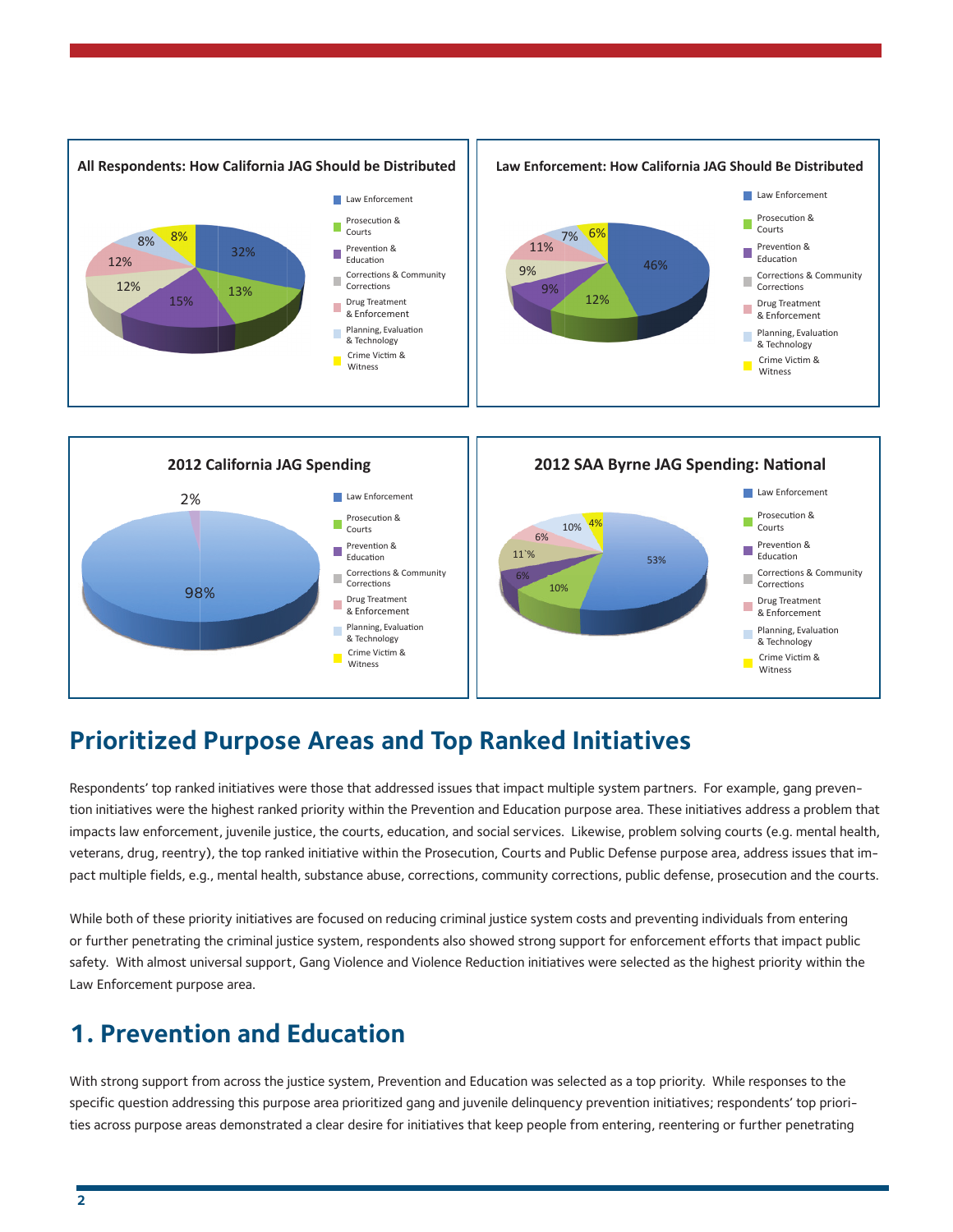**All Respondents: How California JAG Should be Distributed**

| Category | Percent |
| --- | --- |
| Law Enforcement | 32% |
| Prosecution & Courts | 13% |
| Prevention & Education | 15% |
| Corrections & Community Corrections | 12% |
| Drug Treatment & Enforcement | 12% |
| Planning, Evaluation & Technology | 8% |
| Crime Victim & Witness | 8% |

**Law Enforcement: How California JAG Should Be Distributed**

| Category | Percent |
| --- | --- |
| Law Enforcement | 46% |
| Prosecution & Courts | 12% |
| Prevention & Education | 9% |
| Corrections & Community Corrections | 9% |
| Drug Treatment & Enforcement | 11% |
| Planning, Evaluation & Technology | 7% |
| Crime Victim & Witness | 6% |

**2012 California JAG Spending**

| Category | Percent |
| --- | --- |
| Law Enforcement | 98% |
| Prevention & Education | 2% |

**2012 SAA Byrne JAG Spending: National**

| Category | Percent |
| --- | --- |
| Law Enforcement | 53% |
| Prosecution & Courts | 10% |
| Prevention & Education | 6% |
| Corrections & Community Corrections | 11`% |
| Drug Treatment & Enforcement | 6% |
| Planning, Evaluation & Technology | 10% |
| Crime Victim & Witness | 4% |

## Prioritized Purpose Areas and Top Ranked Initiatives

Respondents' top ranked initiatives were those that addressed issues that impact multiple system partners. For example, gang prevention initiatives were the highest ranked priority within the Prevention and Education purpose area. These initiatives address a problem that impacts law enforcement, juvenile justice, the courts, education, and social services. Likewise, problem solving courts (e.g. mental health, veterans, drug, reentry), the top ranked initiative within the Prosecution, Courts and Public Defense purpose area, address issues that impact multiple fields, e.g., mental health, substance abuse, corrections, community corrections, public defense, prosecution and the courts.

While both of these priority initiatives are focused on reducing criminal justice system costs and preventing individuals from entering or further penetrating the criminal justice system, respondents also showed strong support for enforcement efforts that impact public safety. With almost universal support, Gang Violence and Violence Reduction initiatives were selected as the highest priority within the Law Enforcement purpose area.

## 1. Prevention and Education

With strong support from across the justice system, Prevention and Education was selected as a top priority. While responses to the specific question addressing this purpose area prioritized gang and juvenile delinquency prevention initiatives; respondents' top priorities across purpose areas demonstrated a clear desire for initiatives that keep people from entering, reentering or further penetrating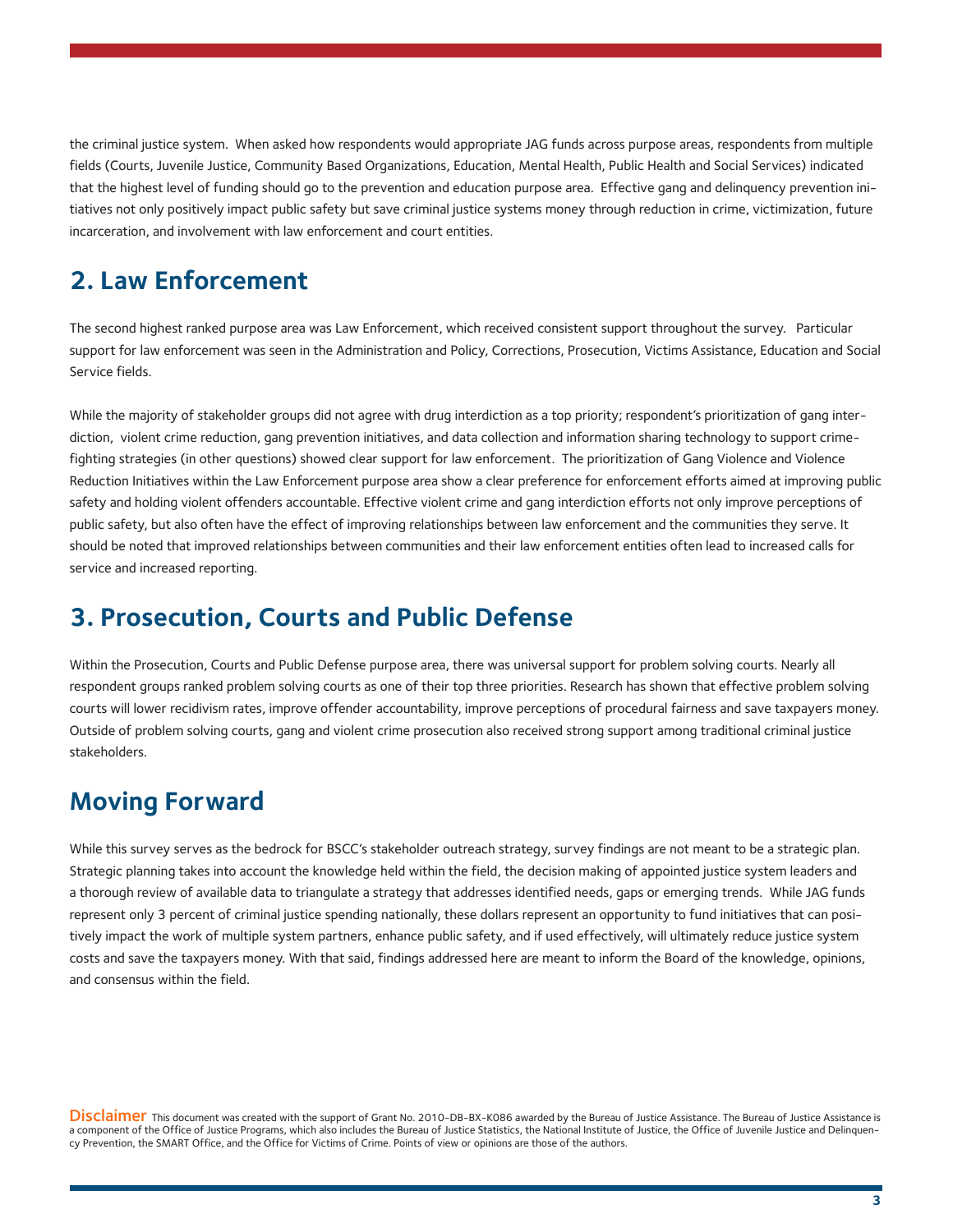the criminal justice system. When asked how respondents would appropriate JAG funds across purpose areas, respondents from multiple fields (Courts, Juvenile Justice, Community Based Organizations, Education, Mental Health, Public Health and Social Services) indicated that the highest level of funding should go to the prevention and education purpose area. Effective gang and delinquency prevention initiatives not only positively impact public safety but save criminal justice systems money through reduction in crime, victimization, future incarceration, and involvement with law enforcement and court entities.

## 2. Law Enforcement

The second highest ranked purpose area was Law Enforcement, which received consistent support throughout the survey. Particular support for law enforcement was seen in the Administration and Policy, Corrections, Prosecution, Victims Assistance, Education and Social Service fields.

While the majority of stakeholder groups did not agree with drug interdiction as a top priority; respondent's prioritization of gang interdiction, violent crime reduction, gang prevention initiatives, and data collection and information sharing technology to support crime-fighting strategies (in other questions) showed clear support for law enforcement. The prioritization of Gang Violence and Violence Reduction Initiatives within the Law Enforcement purpose area show a clear preference for enforcement efforts aimed at improving public safety and holding violent offenders accountable. Effective violent crime and gang interdiction efforts not only improve perceptions of public safety, but also often have the effect of improving relationships between law enforcement and the communities they serve. It should be noted that improved relationships between communities and their law enforcement entities often lead to increased calls for service and increased reporting.

## 3. Prosecution, Courts and Public Defense

Within the Prosecution, Courts and Public Defense purpose area, there was universal support for problem solving courts. Nearly all respondent groups ranked problem solving courts as one of their top three priorities. Research has shown that effective problem solving courts will lower recidivism rates, improve offender accountability, improve perceptions of procedural fairness and save taxpayers money. Outside of problem solving courts, gang and violent crime prosecution also received strong support among traditional criminal justice stakeholders.

## Moving Forward

While this survey serves as the bedrock for BSCC's stakeholder outreach strategy, survey findings are not meant to be a strategic plan. Strategic planning takes into account the knowledge held within the field, the decision making of appointed justice system leaders and a thorough review of available data to triangulate a strategy that addresses identified needs, gaps or emerging trends. While JAG funds represent only 3 percent of criminal justice spending nationally, these dollars represent an opportunity to fund initiatives that can positively impact the work of multiple system partners, enhance public safety, and if used effectively, will ultimately reduce justice system costs and save the taxpayers money. With that said, findings addressed here are meant to inform the Board of the knowledge, opinions, and consensus within the field.

**Disclaimer** This document was created with the support of Grant No. 2010-DB-BX-K086 awarded by the Bureau of Justice Assistance. The Bureau of Justice Assistance is a component of the Office of Justice Programs, which also includes the Bureau of Justice Statistics, the National Institute of Justice, the Office of Juvenile Justice and Delinquency Prevention, the SMART Office, and the Office for Victims of Crime. Points of view or opinions are those of the authors.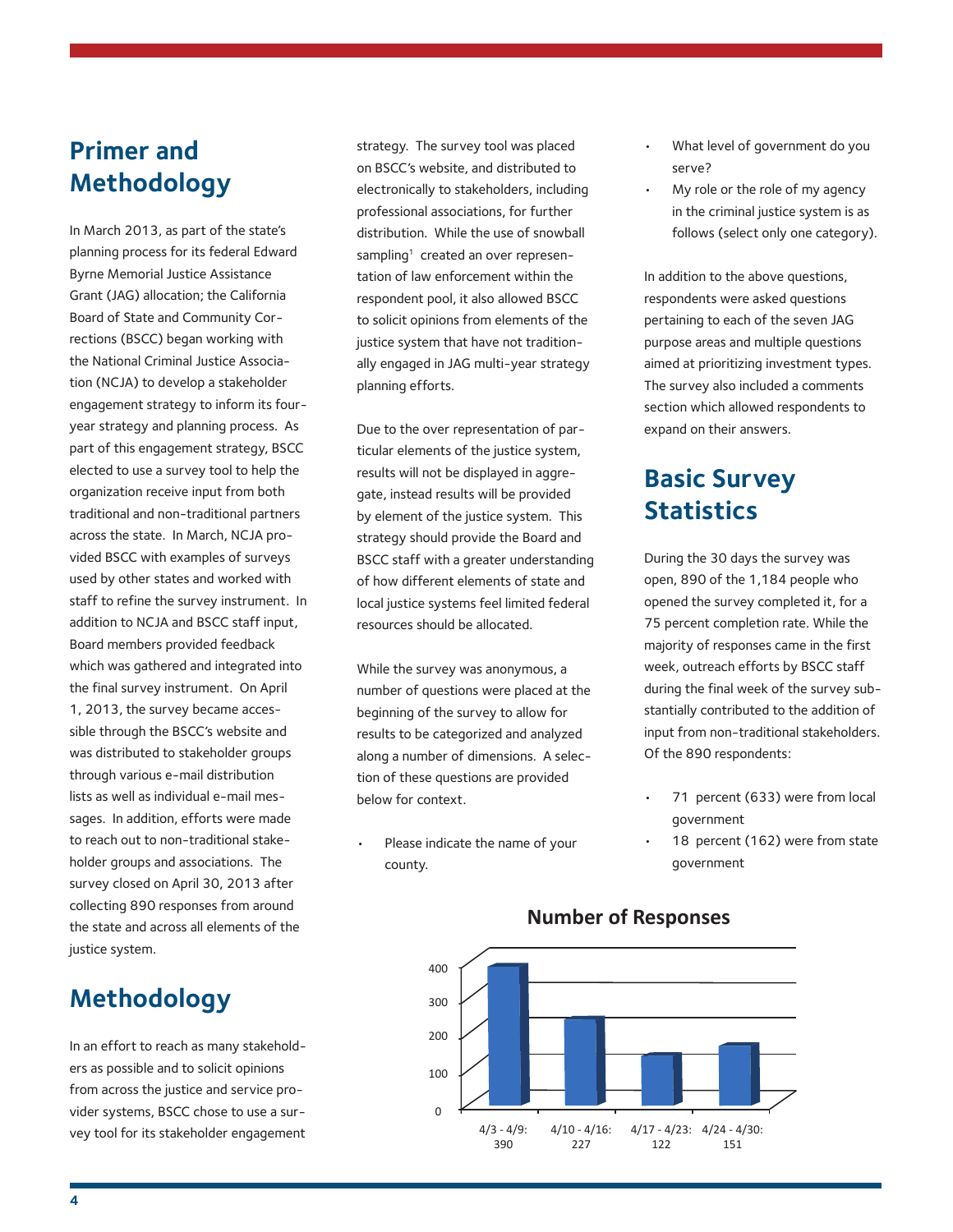## Primer and Methodology

In March 2013, as part of the state's planning process for its federal Edward Byrne Memorial Justice Assistance Grant (JAG) allocation; the California Board of State and Community Corrections (BSCC) began working with the National Criminal Justice Association (NCJA) to develop a stakeholder engagement strategy to inform its four-year strategy and planning process. As part of this engagement strategy, BSCC elected to use a survey tool to help the organization receive input from both traditional and non-traditional partners across the state. In March, NCJA provided BSCC with examples of surveys used by other states and worked with staff to refine the survey instrument. In addition to NCJA and BSCC staff input, Board members provided feedback which was gathered and integrated into the final survey instrument. On April 1, 2013, the survey became accessible through the BSCC's website and was distributed to stakeholder groups through various e-mail distribution lists as well as individual e-mail messages. In addition, efforts were made to reach out to non-traditional stakeholder groups and associations. The survey closed on April 30, 2013 after collecting 890 responses from around the state and across all elements of the justice system.

## Methodology

In an effort to reach as many stakeholders as possible and to solicit opinions from across the justice and service provider systems, BSCC chose to use a survey tool for its stakeholder engagement strategy. The survey tool was placed on BSCC's website, and distributed to electronically to stakeholders, including professional associations, for further distribution. While the use of snowball sampling[1] created an over representation of law enforcement within the respondent pool, it also allowed BSCC to solicit opinions from elements of the justice system that have not traditionally engaged in JAG multi-year strategy planning efforts.

Due to the over representation of particular elements of the justice system, results will not be displayed in aggregate, instead results will be provided by element of the justice system. This strategy should provide the Board and BSCC staff with a greater understanding of how different elements of state and local justice systems feel limited federal resources should be allocated.

While the survey was anonymous, a number of questions were placed at the beginning of the survey to allow for results to be categorized and analyzed along a number of dimensions. A selection of these questions are provided below for context.

- Please indicate the name of your county.
- What level of government do you serve?
- My role or the role of my agency in the criminal justice system is as follows (select only one category).

In addition to the above questions, respondents were asked questions pertaining to each of the seven JAG purpose areas and multiple questions aimed at prioritizing investment types. The survey also included a comments section which allowed respondents to expand on their answers.

## Basic Survey Statistics

During the 30 days the survey was open, 890 of the 1,184 people who opened the survey completed it, for a 75 percent completion rate. While the majority of responses came in the first week, outreach efforts by BSCC staff during the final week of the survey substantially contributed to the addition of input from non-traditional stakeholders. Of the 890 respondents:

- 71 percent (633) were from local government
- 18 percent (162) were from state government

**Number of Responses**

| Week | Responses |
|---|---|
| 4/3 - 4/9 | 390 |
| 4/10 - 4/16 | 227 |
| 4/17 - 4/23 | 122 |
| 4/24 - 4/30 | 151 |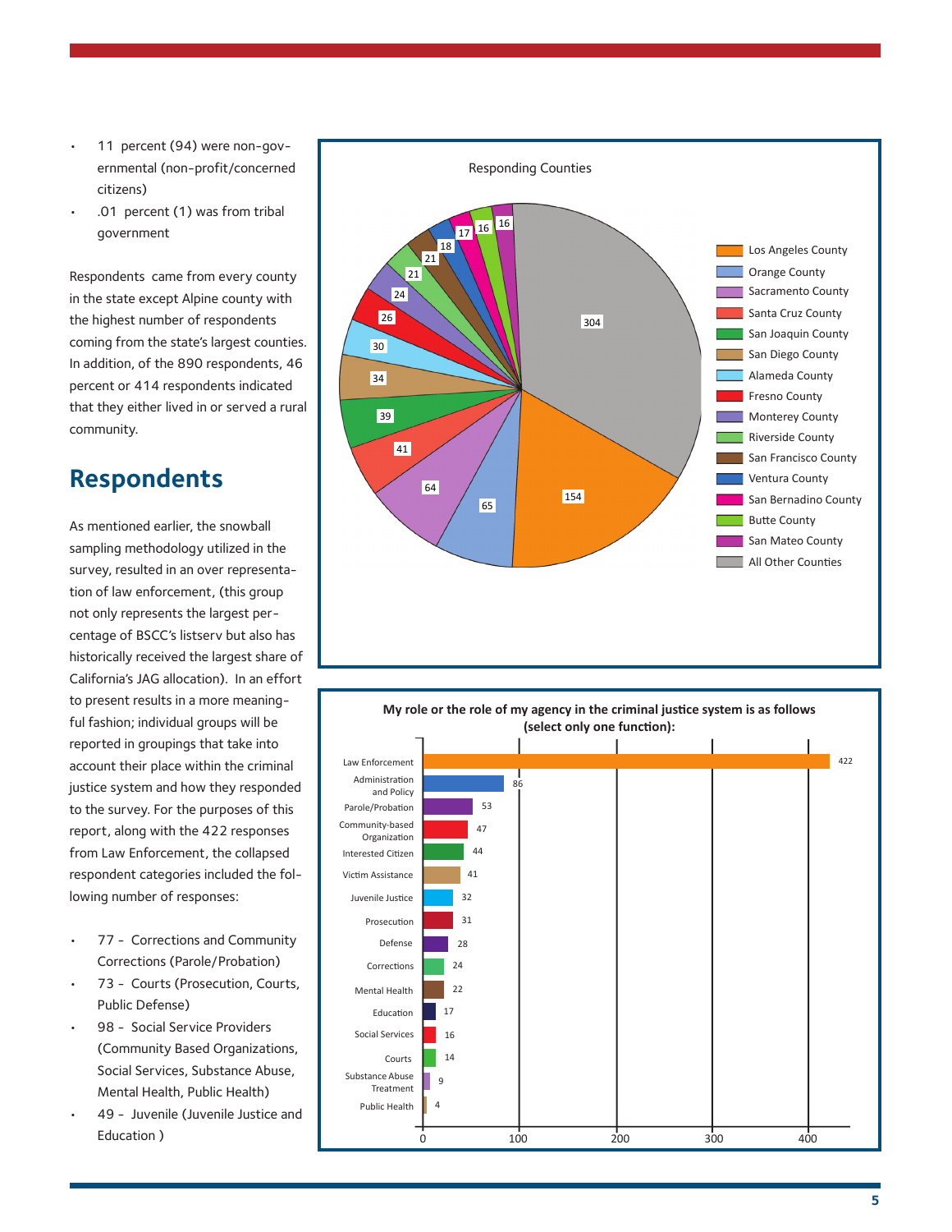- 11 percent (94) were non-governmental (non-profit/concerned citizens)
- .01 percent (1) was from tribal government

Respondents came from every county in the state except Alpine county with the highest number of respondents coming from the state's largest counties. In addition, of the 890 respondents, 46 percent or 414 respondents indicated that they either lived in or served a rural community.

## Respondents

As mentioned earlier, the snowball sampling methodology utilized in the survey, resulted in an over representation of law enforcement, (this group not only represents the largest percentage of BSCC's listserv but also has historically received the largest share of California's JAG allocation). In an effort to present results in a more meaningful fashion; individual groups will be reported in groupings that take into account their place within the criminal justice system and how they responded to the survey. For the purposes of this report, along with the 422 responses from Law Enforcement, the collapsed respondent categories included the following number of responses:

- 77 - Corrections and Community Corrections (Parole/Probation)
- 73 - Courts (Prosecution, Courts, Public Defense)
- 98 - Social Service Providers (Community Based Organizations, Social Services, Substance Abuse, Mental Health, Public Health)
- 49 - Juvenile (Juvenile Justice and Education )

**Responding Counties**

| County | Respondents |
|---|---|
| Los Angeles County | 154 |
| Orange County | 65 |
| Sacramento County | 64 |
| Santa Cruz County | 41 |
| San Joaquin County | 39 |
| San Diego County | 34 |
| Alameda County | 30 |
| Fresno County | 26 |
| Monterey County | 24 |
| Riverside County | 21 |
| San Francisco County | 21 |
| Ventura County | 18 |
| San Bernadino County | 17 |
| Butte County | 16 |
| San Mateo County | 16 |
| All Other Counties | 304 |

**My role or the role of my agency in the criminal justice system is as follows (select only one function):**

| Role | Responses |
|---|---|
| Law Enforcement | 422 |
| Administration and Policy | 86 |
| Parole/Probation | 53 |
| Community-based Organization | 47 |
| Interested Citizen | 44 |
| Victim Assistance | 41 |
| Juvenile Justice | 32 |
| Prosecution | 31 |
| Defense | 28 |
| Corrections | 24 |
| Mental Health | 22 |
| Education | 17 |
| Social Services | 16 |
| Courts | 14 |
| Substance Abuse Treatment | 9 |
| Public Health | 4 |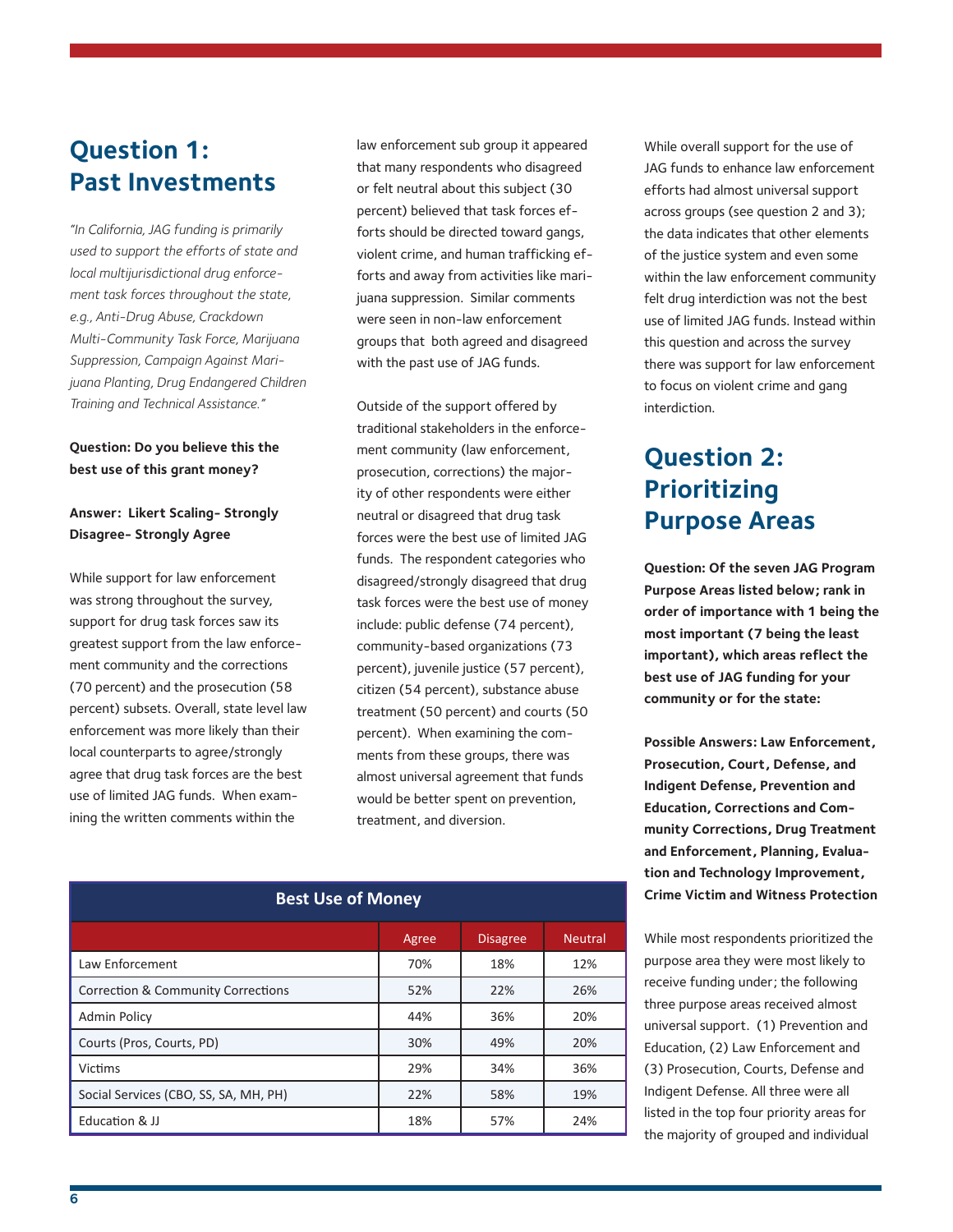## Question 1: Past Investments

*"In California, JAG funding is primarily used to support the efforts of state and local multijurisdictional drug enforcement task forces throughout the state, e.g., Anti-Drug Abuse, Crackdown Multi-Community Task Force, Marijuana Suppression, Campaign Against Marijuana Planting, Drug Endangered Children Training and Technical Assistance."*

**Question: Do you believe this the best use of this grant money?**

**Answer: Likert Scaling- Strongly Disagree- Strongly Agree**

While support for law enforcement was strong throughout the survey, support for drug task forces saw its greatest support from the law enforcement community and the corrections (70 percent) and the prosecution (58 percent) subsets. Overall, state level law enforcement was more likely than their local counterparts to agree/strongly agree that drug task forces are the best use of limited JAG funds. When examining the written comments within the law enforcement sub group it appeared that many respondents who disagreed or felt neutral about this subject (30 percent) believed that task forces efforts should be directed toward gangs, violent crime, and human trafficking efforts and away from activities like marijuana suppression. Similar comments were seen in non-law enforcement groups that both agreed and disagreed with the past use of JAG funds.

Outside of the support offered by traditional stakeholders in the enforcement community (law enforcement, prosecution, corrections) the majority of other respondents were either neutral or disagreed that drug task forces were the best use of limited JAG funds. The respondent categories who disagreed/strongly disagreed that drug task forces were the best use of money include: public defense (74 percent), community-based organizations (73 percent), juvenile justice (57 percent), citizen (54 percent), substance abuse treatment (50 percent) and courts (50 percent). When examining the comments from these groups, there was almost universal agreement that funds would be better spent on prevention, treatment, and diversion.

| Best Use of Money | | | |
|---|---|---|---|
| | Agree | Disagree | Neutral |
| Law Enforcement | 70% | 18% | 12% |
| Correction & Community Corrections | 52% | 22% | 26% |
| Admin Policy | 44% | 36% | 20% |
| Courts (Pros, Courts, PD) | 30% | 49% | 20% |
| Victims | 29% | 34% | 36% |
| Social Services (CBO, SS, SA, MH, PH) | 22% | 58% | 19% |
| Education & JJ | 18% | 57% | 24% |

While overall support for the use of JAG funds to enhance law enforcement efforts had almost universal support across groups (see question 2 and 3); the data indicates that other elements of the justice system and even some within the law enforcement community felt drug interdiction was not the best use of limited JAG funds. Instead within this question and across the survey there was support for law enforcement to focus on violent crime and gang interdiction.

## Question 2: Prioritizing Purpose Areas

**Question: Of the seven JAG Program Purpose Areas listed below; rank in order of importance with 1 being the most important (7 being the least important), which areas reflect the best use of JAG funding for your community or for the state:**

**Possible Answers: Law Enforcement, Prosecution, Court, Defense, and Indigent Defense, Prevention and Education, Corrections and Community Corrections, Drug Treatment and Enforcement, Planning, Evaluation and Technology Improvement, Crime Victim and Witness Protection**

While most respondents prioritized the purpose area they were most likely to receive funding under; the following three purpose areas received almost universal support. (1) Prevention and Education, (2) Law Enforcement and (3) Prosecution, Courts, Defense and Indigent Defense. All three were all listed in the top four priority areas for the majority of grouped and individual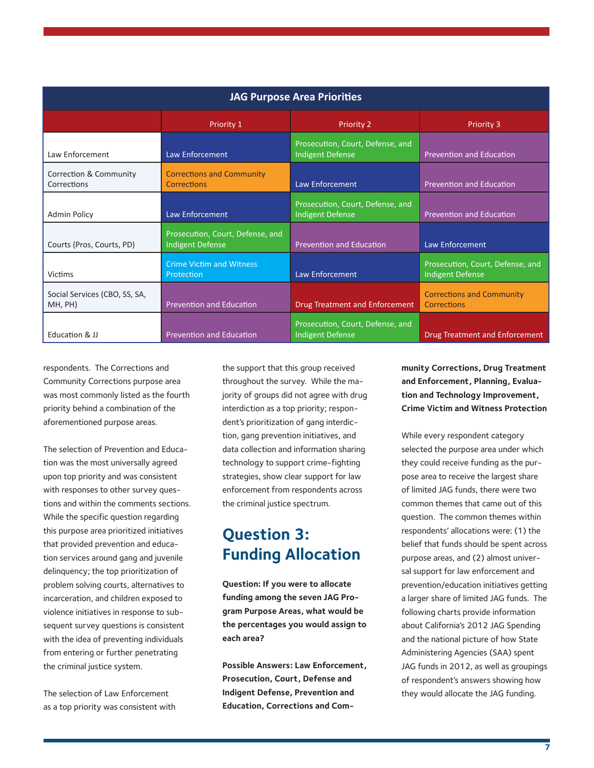| JAG Purpose Area Priorities | | | |
|---|---|---|---|
| | Priority 1 | Priority 2 | Priority 3 |
| Law Enforcement | Law Enforcement | Prosecution, Court, Defense, and Indigent Defense | Prevention and Education |
| Correction & Community Corrections | Corrections and Community Corrections | Law Enforcement | Prevention and Education |
| Admin Policy | Law Enforcement | Prosecution, Court, Defense, and Indigent Defense | Prevention and Education |
| Courts (Pros, Courts, PD) | Prosecution, Court, Defense, and Indigent Defense | Prevention and Education | Law Enforcement |
| Victims | Crime Victim and Witness Protection | Law Enforcement | Prosecution, Court, Defense, and Indigent Defense |
| Social Services (CBO, SS, SA, MH, PH) | Prevention and Education | Drug Treatment and Enforcement | Corrections and Community Corrections |
| Education & JJ | Prevention and Education | Prosecution, Court, Defense, and Indigent Defense | Drug Treatment and Enforcement |

respondents. The Corrections and Community Corrections purpose area was most commonly listed as the fourth priority behind a combination of the aforementioned purpose areas.

The selection of Prevention and Education was the most universally agreed upon top priority and was consistent with responses to other survey questions and within the comments sections. While the specific question regarding this purpose area prioritized initiatives that provided prevention and education services around gang and juvenile delinquency; the top prioritization of problem solving courts, alternatives to incarceration, and children exposed to violence initiatives in response to subsequent survey questions is consistent with the idea of preventing individuals from entering or further penetrating the criminal justice system.

The selection of Law Enforcement as a top priority was consistent with the support that this group received throughout the survey. While the majority of groups did not agree with drug interdiction as a top priority; respondent's prioritization of gang interdiction, gang prevention initiatives, and data collection and information sharing technology to support crime-fighting strategies, show clear support for law enforcement from respondents across the criminal justice spectrum.

## Question 3: Funding Allocation

**Question: If you were to allocate funding among the seven JAG Program Purpose Areas, what would be the percentages you would assign to each area?**

**Possible Answers: Law Enforcement, Prosecution, Court, Defense and Indigent Defense, Prevention and Education, Corrections and Community Corrections, Drug Treatment and Enforcement, Planning, Evaluation and Technology Improvement, Crime Victim and Witness Protection**

While every respondent category selected the purpose area under which they could receive funding as the purpose area to receive the largest share of limited JAG funds, there were two common themes that came out of this question. The common themes within respondents' allocations were: (1) the belief that funds should be spent across purpose areas, and (2) almost universal support for law enforcement and prevention/education initiatives getting a larger share of limited JAG funds. The following charts provide information about California's 2012 JAG Spending and the national picture of how State Administering Agencies (SAA) spent JAG funds in 2012, as well as groupings of respondent's answers showing how they would allocate the JAG funding.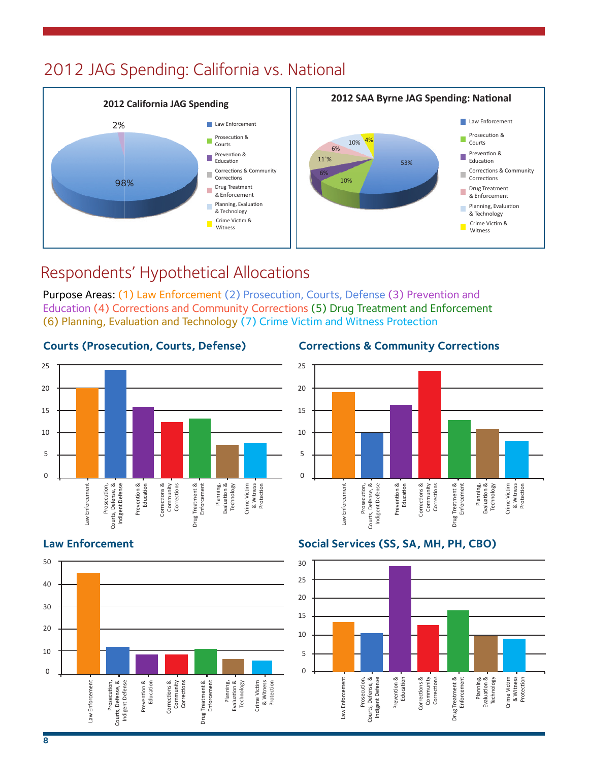# 2012 JAG Spending: California vs. National

**2012 California JAG Spending**

- Law Enforcement: 98%
- Prevention & Education: 2%

Legend: Law Enforcement; Prosecution & Courts; Prevention & Education; Corrections & Community Corrections; Drug Treatment & Enforcement; Planning, Evaluation & Technology; Crime Victim & Witness

**2012 SAA Byrne JAG Spending: National**

- Law Enforcement: 53%
- Prosecution & Courts: 10%
- Prevention & Education: 6%
- Corrections & Community Corrections: 11`%
- Drug Treatment & Enforcement: 6%
- Planning, Evaluation & Technology: 10%
- Crime Victim & Witness: 4%

# Respondents' Hypothetical Allocations

Purpose Areas: (1) Law Enforcement (2) Prosecution, Courts, Defense (3) Prevention and Education (4) Corrections and Community Corrections (5) Drug Treatment and Enforcement (6) Planning, Evaluation and Technology (7) Crime Victim and Witness Protection

### Courts (Prosecution, Courts, Defense)

Bar chart (y-axis 0–25) of allocations across: Law Enforcement; Prosecution, Courts, Defense, & Indigent Defense; Prevention & Education; Corrections & Community Corrections; Drug Treatment & Enforcement; Planning, Evaluation & Technology; Crime Victim & Witness Protection.

### Corrections & Community Corrections

Bar chart (y-axis 0–25) of allocations across: Law Enforcement; Prosecution, Courts, Defense, & Indigent Defense; Prevention & Education; Corrections & Community Corrections; Drug Treatment & Enforcement; Planning, Evaluation & Technology; Crime Victim & Witness Protection.

### Law Enforcement

Bar chart (y-axis 0–50) of allocations across: Law Enforcement; Prosecution, Courts, Defense, & Indigent Defense; Prevention & Education; Corrections & Community Corrections; Drug Treatment & Enforcement; Planning, Evaluation & Technology; Crime Victim & Witness Protection.

### Social Services (SS, SA, MH, PH, CBO)

Bar chart (y-axis 0–30) of allocations across: Law Enforcement; Prosecution, Courts, Defense, & Indigent Defense; Prevention & Education; Corrections & Community Corrections; Drug Treatment & Enforcement; Planning, Evaluation & Technology; Crime Victim & Witness Protection.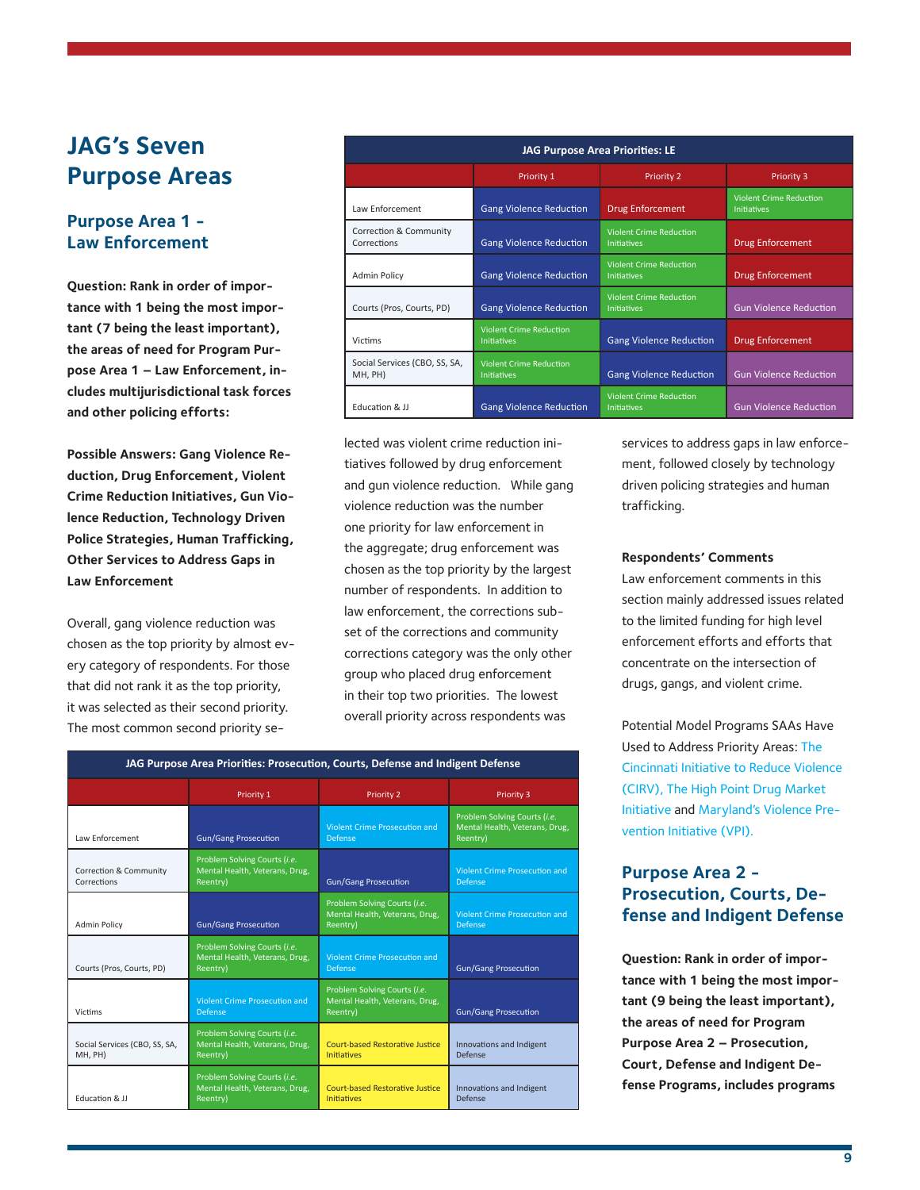# JAG's Seven Purpose Areas

## Purpose Area 1 - Law Enforcement

**Question: Rank in order of importance with 1 being the most important (7 being the least important), the areas of need for Program Purpose Area 1 – Law Enforcement, includes multijurisdictional task forces and other policing efforts:**

**Possible Answers: Gang Violence Reduction, Drug Enforcement, Violent Crime Reduction Initiatives, Gun Violence Reduction, Technology Driven Police Strategies, Human Trafficking, Other Services to Address Gaps in Law Enforcement**

| JAG Purpose Area Priorities: LE | | | |
|---|---|---|---|
| | Priority 1 | Priority 2 | Priority 3 |
| Law Enforcement | Gang Violence Reduction | Drug Enforcement | Violent Crime Reduction Initiatives |
| Correction & Community Corrections | Gang Violence Reduction | Violent Crime Reduction Initiatives | Drug Enforcement |
| Admin Policy | Gang Violence Reduction | Violent Crime Reduction Initiatives | Drug Enforcement |
| Courts (Pros, Courts, PD) | Gang Violence Reduction | Violent Crime Reduction Initiatives | Gun Violence Reduction |
| Victims | Violent Crime Reduction Initiatives | Gang Violence Reduction | Drug Enforcement |
| Social Services (CBO, SS, SA, MH, PH) | Violent Crime Reduction Initiatives | Gang Violence Reduction | Gun Violence Reduction |
| Education & JJ | Gang Violence Reduction | Violent Crime Reduction Initiatives | Gun Violence Reduction |

Overall, gang violence reduction was chosen as the top priority by almost every category of respondents. For those that did not rank it as the top priority, it was selected as their second priority. The most common second priority selected was violent crime reduction initiatives followed by drug enforcement and gun violence reduction. While gang violence reduction was the number one priority for law enforcement in the aggregate; drug enforcement was chosen as the top priority by the largest number of respondents. In addition to law enforcement, the corrections subset of the corrections and community corrections category was the only other group who placed drug enforcement in their top two priorities. The lowest overall priority across respondents was services to address gaps in law enforcement, followed closely by technology driven policing strategies and human trafficking.

**Respondents' Comments**

Law enforcement comments in this section mainly addressed issues related to the limited funding for high level enforcement efforts and efforts that concentrate on the intersection of drugs, gangs, and violent crime.

Potential Model Programs SAAs Have Used to Address Priority Areas: The Cincinnati Initiative to Reduce Violence (CIRV), The High Point Drug Market Initiative and Maryland's Violence Prevention Initiative (VPI).

| JAG Purpose Area Priorities: Prosecution, Courts, Defense and Indigent Defense | | | |
|---|---|---|---|
| | Priority 1 | Priority 2 | Priority 3 |
| Law Enforcement | Gun/Gang Prosecution | Violent Crime Prosecution and Defense | Problem Solving Courts (*i.e.* Mental Health, Veterans, Drug, Reentry) |
| Correction & Community Corrections | Problem Solving Courts (*i.e.* Mental Health, Veterans, Drug, Reentry) | Gun/Gang Prosecution | Violent Crime Prosecution and Defense |
| Admin Policy | Gun/Gang Prosecution | Problem Solving Courts (*i.e.* Mental Health, Veterans, Drug, Reentry) | Violent Crime Prosecution and Defense |
| Courts (Pros, Courts, PD) | Problem Solving Courts (*i.e.* Mental Health, Veterans, Drug, Reentry) | Violent Crime Prosecution and Defense | Gun/Gang Prosecution |
| Victims | Violent Crime Prosecution and Defense | Problem Solving Courts (*i.e.* Mental Health, Veterans, Drug, Reentry) | Gun/Gang Prosecution |
| Social Services (CBO, SS, SA, MH, PH) | Problem Solving Courts (*i.e.* Mental Health, Veterans, Drug, Reentry) | Court-based Restorative Justice Initiatives | Innovations and Indigent Defense |
| Education & JJ | Problem Solving Courts (*i.e.* Mental Health, Veterans, Drug, Reentry) | Court-based Restorative Justice Initiatives | Innovations and Indigent Defense |

## Purpose Area 2 - Prosecution, Courts, Defense and Indigent Defense

**Question: Rank in order of importance with 1 being the most important (9 being the least important), the areas of need for Program Purpose Area 2 – Prosecution, Court, Defense and Indigent Defense Programs, includes programs**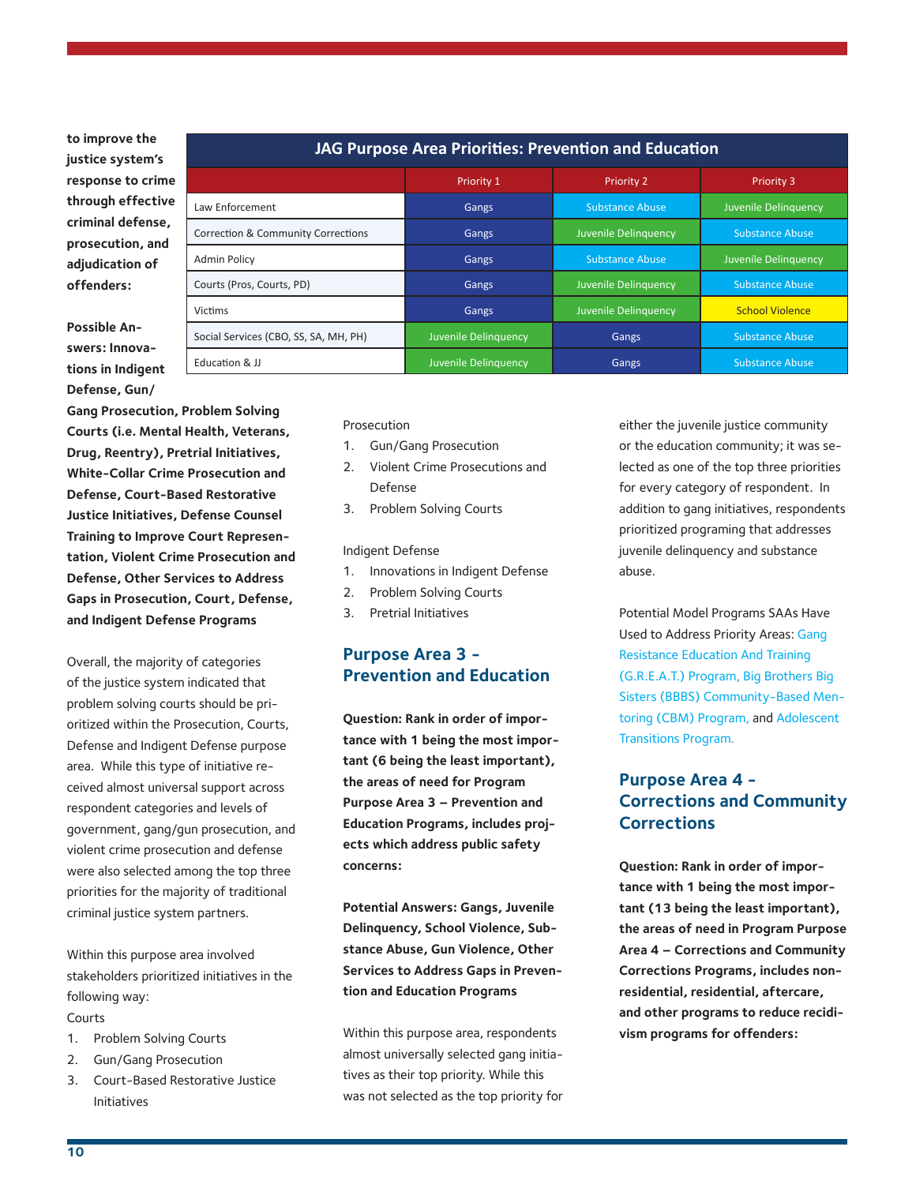**to improve the justice system's response to crime through effective criminal defense, prosecution, and adjudication of offenders:**

**Possible Answers: Innovations in Indigent Defense, Gun/Gang Prosecution, Problem Solving Courts (i.e. Mental Health, Veterans, Drug, Reentry), Pretrial Initiatives, White-Collar Crime Prosecution and Defense, Court-Based Restorative Justice Initiatives, Defense Counsel Training to Improve Court Representation, Violent Crime Prosecution and Defense, Other Services to Address Gaps in Prosecution, Court, Defense, and Indigent Defense Programs**

| JAG Purpose Area Priorities: Prevention and Education | | | |
|---|---|---|---|
| | Priority 1 | Priority 2 | Priority 3 |
| Law Enforcement | Gangs | Substance Abuse | Juvenile Delinquency |
| Correction & Community Corrections | Gangs | Juvenile Delinquency | Substance Abuse |
| Admin Policy | Gangs | Substance Abuse | Juvenile Delinquency |
| Courts (Pros, Courts, PD) | Gangs | Juvenile Delinquency | Substance Abuse |
| Victims | Gangs | Juvenile Delinquency | School Violence |
| Social Services (CBO, SS, SA, MH, PH) | Juvenile Delinquency | Gangs | Substance Abuse |
| Education & JJ | Juvenile Delinquency | Gangs | Substance Abuse |

Overall, the majority of categories of the justice system indicated that problem solving courts should be prioritized within the Prosecution, Courts, Defense and Indigent Defense purpose area. While this type of initiative received almost universal support across respondent categories and levels of government, gang/gun prosecution, and violent crime prosecution and defense were also selected among the top three priorities for the majority of traditional criminal justice system partners.

Within this purpose area involved stakeholders prioritized initiatives in the following way:

Courts

1. Problem Solving Courts
2. Gun/Gang Prosecution
3. Court-Based Restorative Justice Initiatives

Prosecution

1. Gun/Gang Prosecution
2. Violent Crime Prosecutions and Defense
3. Problem Solving Courts

Indigent Defense

1. Innovations in Indigent Defense
2. Problem Solving Courts
3. Pretrial Initiatives

## Purpose Area 3 - Prevention and Education

**Question: Rank in order of importance with 1 being the most important (6 being the least important), the areas of need for Program Purpose Area 3 – Prevention and Education Programs, includes projects which address public safety concerns:**

**Potential Answers: Gangs, Juvenile Delinquency, School Violence, Substance Abuse, Gun Violence, Other Services to Address Gaps in Prevention and Education Programs**

Within this purpose area, respondents almost universally selected gang initiatives as their top priority. While this was not selected as the top priority for either the juvenile justice community or the education community; it was selected as one of the top three priorities for every category of respondent. In addition to gang initiatives, respondents prioritized programing that addresses juvenile delinquency and substance abuse.

Potential Model Programs SAAs Have Used to Address Priority Areas: Gang Resistance Education And Training (G.R.E.A.T.) Program, Big Brothers Big Sisters (BBBS) Community-Based Mentoring (CBM) Program, and Adolescent Transitions Program.

## Purpose Area 4 - Corrections and Community Corrections

**Question: Rank in order of importance with 1 being the most important (13 being the least important), the areas of need in Program Purpose Area 4 – Corrections and Community Corrections Programs, includes nonresidential, residential, aftercare, and other programs to reduce recidivism programs for offenders:**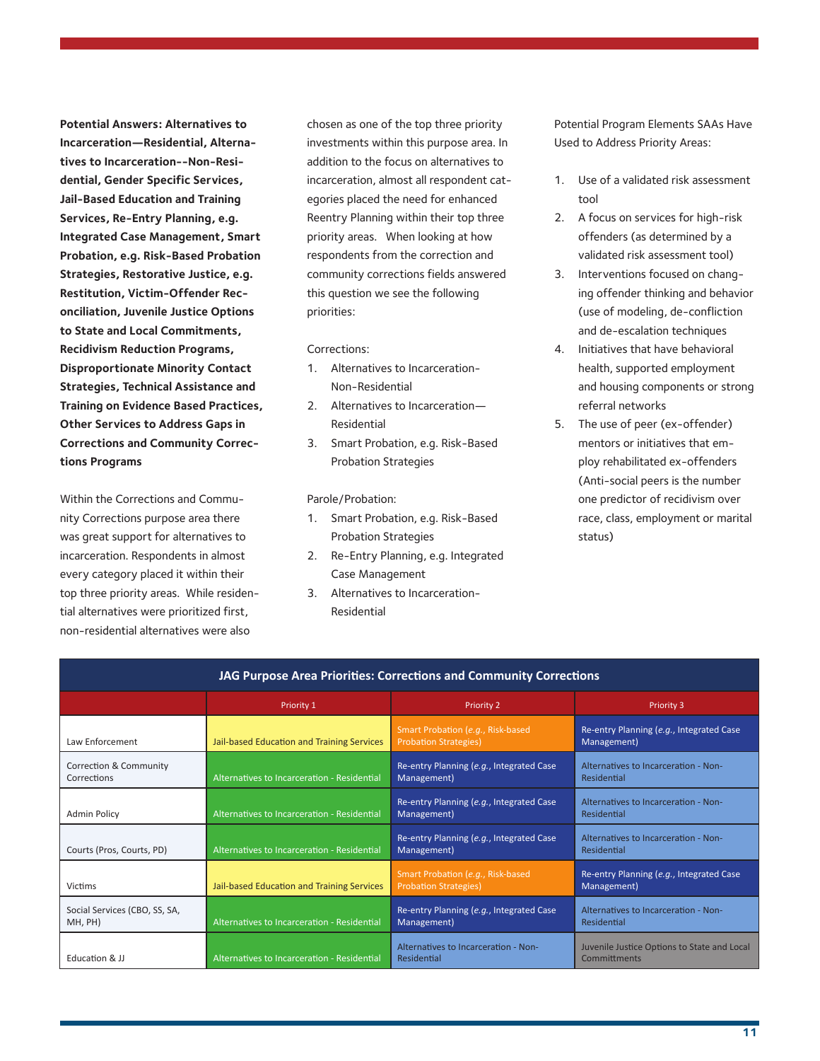**Potential Answers: Alternatives to Incarceration—Residential, Alternatives to Incarceration--Non-Residential, Gender Specific Services, Jail-Based Education and Training Services, Re-Entry Planning, e.g. Integrated Case Management, Smart Probation, e.g. Risk-Based Probation Strategies, Restorative Justice, e.g. Restitution, Victim-Offender Reconciliation, Juvenile Justice Options to State and Local Commitments, Recidivism Reduction Programs, Disproportionate Minority Contact Strategies, Technical Assistance and Training on Evidence Based Practices, Other Services to Address Gaps in Corrections and Community Corrections Programs**

Within the Corrections and Community Corrections purpose area there was great support for alternatives to incarceration. Respondents in almost every category placed it within their top three priority areas. While residential alternatives were prioritized first, non-residential alternatives were also chosen as one of the top three priority investments within this purpose area. In addition to the focus on alternatives to incarceration, almost all respondent categories placed the need for enhanced Reentry Planning within their top three priority areas. When looking at how respondents from the correction and community corrections fields answered this question we see the following priorities:

Corrections:

1. Alternatives to Incarceration-Non-Residential
2. Alternatives to Incarceration—Residential
3. Smart Probation, e.g. Risk-Based Probation Strategies

Parole/Probation:

1. Smart Probation, e.g. Risk-Based Probation Strategies
2. Re-Entry Planning, e.g. Integrated Case Management
3. Alternatives to Incarceration-Residential

Potential Program Elements SAAs Have Used to Address Priority Areas:

1. Use of a validated risk assessment tool
2. A focus on services for high-risk offenders (as determined by a validated risk assessment tool)
3. Interventions focused on changing offender thinking and behavior (use of modeling, de-confliction and de-escalation techniques
4. Initiatives that have behavioral health, supported employment and housing components or strong referral networks
5. The use of peer (ex-offender) mentors or initiatives that employ rehabilitated ex-offenders (Anti-social peers is the number one predictor of recidivism over race, class, employment or marital status)

**JAG Purpose Area Priorities: Corrections and Community Corrections**

| | Priority 1 | Priority 2 | Priority 3 |
|---|---|---|---|
| Law Enforcement | Jail-based Education and Training Services | Smart Probation (*e.g.*, Risk-based Probation Strategies) | Re-entry Planning (*e.g.*, Integrated Case Management) |
| Correction & Community Corrections | Alternatives to Incarceration - Residential | Re-entry Planning (*e.g.*, Integrated Case Management) | Alternatives to Incarceration - Non-Residential |
| Admin Policy | Alternatives to Incarceration - Residential | Re-entry Planning (*e.g.*, Integrated Case Management) | Alternatives to Incarceration - Non-Residential |
| Courts (Pros, Courts, PD) | Alternatives to Incarceration - Residential | Re-entry Planning (*e.g.*, Integrated Case Management) | Alternatives to Incarceration - Non-Residential |
| Victims | Jail-based Education and Training Services | Smart Probation (*e.g.*, Risk-based Probation Strategies) | Re-entry Planning (*e.g.*, Integrated Case Management) |
| Social Services (CBO, SS, SA, MH, PH) | Alternatives to Incarceration - Residential | Re-entry Planning (*e.g.*, Integrated Case Management) | Alternatives to Incarceration - Non-Residential |
| Education & JJ | Alternatives to Incarceration - Residential | Alternatives to Incarceration - Non-Residential | Juvenile Justice Options to State and Local Committments |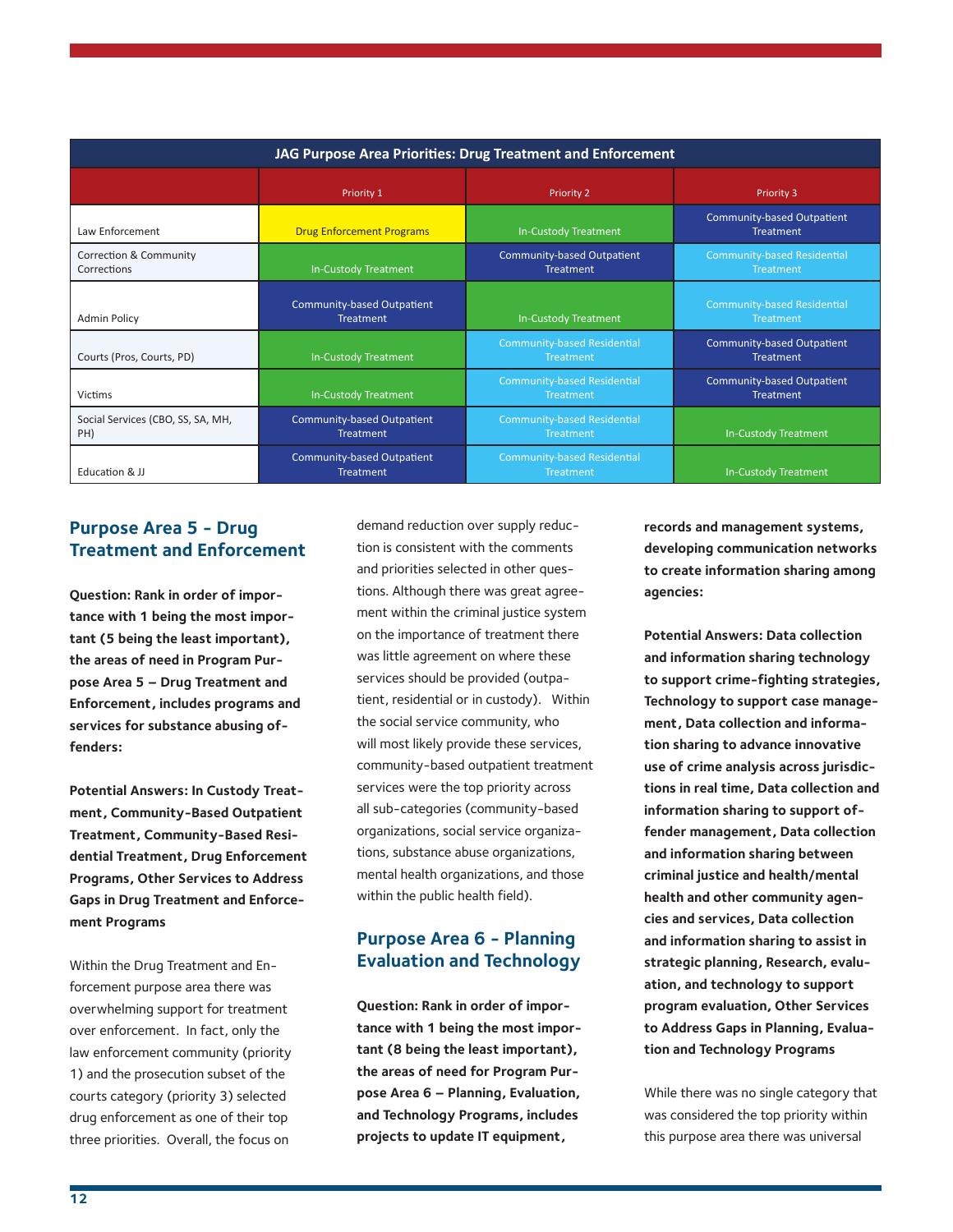| JAG Purpose Area Priorities: Drug Treatment and Enforcement | | | |
|---|---|---|---|
| | Priority 1 | Priority 2 | Priority 3 |
| Law Enforcement | Drug Enforcement Programs | In-Custody Treatment | Community-based Outpatient Treatment |
| Correction & Community Corrections | In-Custody Treatment | Community-based Outpatient Treatment | Community-based Residential Treatment |
| Admin Policy | Community-based Outpatient Treatment | In-Custody Treatment | Community-based Residential Treatment |
| Courts (Pros, Courts, PD) | In-Custody Treatment | Community-based Residential Treatment | Community-based Outpatient Treatment |
| Victims | In-Custody Treatment | Community-based Residential Treatment | Community-based Outpatient Treatment |
| Social Services (CBO, SS, SA, MH, PH) | Community-based Outpatient Treatment | Community-based Residential Treatment | In-Custody Treatment |
| Education & JJ | Community-based Outpatient Treatment | Community-based Residential Treatment | In-Custody Treatment |

## Purpose Area 5 - Drug Treatment and Enforcement

**Question: Rank in order of importance with 1 being the most important (5 being the least important), the areas of need in Program Purpose Area 5 – Drug Treatment and Enforcement, includes programs and services for substance abusing offenders:**

**Potential Answers: In Custody Treatment, Community-Based Outpatient Treatment, Community-Based Residential Treatment, Drug Enforcement Programs, Other Services to Address Gaps in Drug Treatment and Enforcement Programs**

Within the Drug Treatment and Enforcement purpose area there was overwhelming support for treatment over enforcement. In fact, only the law enforcement community (priority 1) and the prosecution subset of the courts category (priority 3) selected drug enforcement as one of their top three priorities. Overall, the focus on demand reduction over supply reduction is consistent with the comments and priorities selected in other questions. Although there was great agreement within the criminal justice system on the importance of treatment there was little agreement on where these services should be provided (outpatient, residential or in custody). Within the social service community, who will most likely provide these services, community-based outpatient treatment services were the top priority across all sub-categories (community-based organizations, social service organizations, substance abuse organizations, mental health organizations, and those within the public health field).

## Purpose Area 6 - Planning Evaluation and Technology

**Question: Rank in order of importance with 1 being the most important (8 being the least important), the areas of need for Program Purpose Area 6 – Planning, Evaluation, and Technology Programs, includes projects to update IT equipment, records and management systems, developing communication networks to create information sharing among agencies:**

**Potential Answers: Data collection and information sharing technology to support crime-fighting strategies, Technology to support case management, Data collection and information sharing to advance innovative use of crime analysis across jurisdictions in real time, Data collection and information sharing to support offender management, Data collection and information sharing between criminal justice and health/mental health and other community agencies and services, Data collection and information sharing to assist in strategic planning, Research, evaluation, and technology to support program evaluation, Other Services to Address Gaps in Planning, Evaluation and Technology Programs**

While there was no single category that was considered the top priority within this purpose area there was universal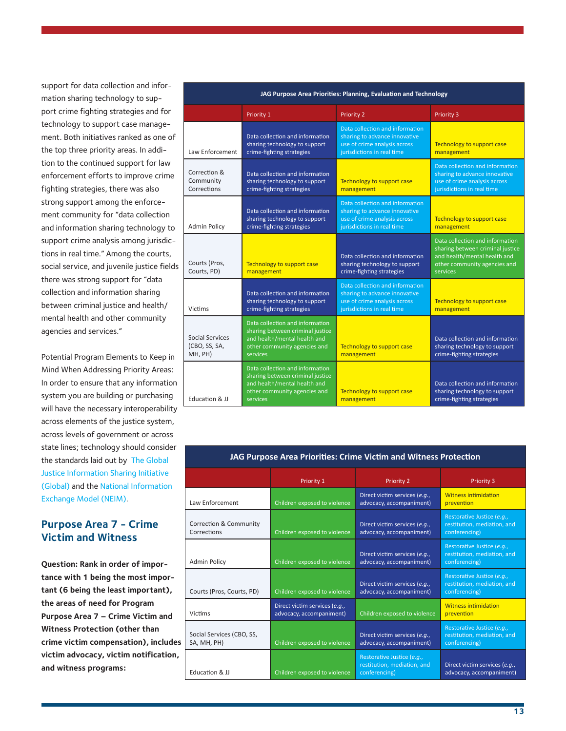support for data collection and information sharing technology to support crime fighting strategies and for technology to support case management. Both initiatives ranked as one of the top three priority areas. In addition to the continued support for law enforcement efforts to improve crime fighting strategies, there was also strong support among the enforcement community for "data collection and information sharing technology to support crime analysis among jurisdictions in real time." Among the courts, social service, and juvenile justice fields there was strong support for "data collection and information sharing between criminal justice and health/mental health and other community agencies and services."

| JAG Purpose Area Priorities: Planning, Evaluation and Technology | | | |
|---|---|---|---|
| | Priority 1 | Priority 2 | Priority 3 |
| Law Enforcement | Data collection and information sharing technology to support crime-fighting strategies | Data collection and information sharing to advance innovative use of crime analysis across jurisdictions in real time | Technology to support case management |
| Correction & Community Corrections | Data collection and information sharing technology to support crime-fighting strategies | Technology to support case management | Data collection and information sharing to advance innovative use of crime analysis across jurisdictions in real time |
| Admin Policy | Data collection and information sharing technology to support crime-fighting strategies | Data collection and information sharing to advance innovative use of crime analysis across jurisdictions in real time | Technology to support case management |
| Courts (Pros, Courts, PD) | Technology to support case management | Data collection and information sharing technology to support crime-fighting strategies | Data collection and information sharing between criminal justice and health/mental health and other community agencies and services |
| Victims | Data collection and information sharing technology to support crime-fighting strategies | Data collection and information sharing to advance innovative use of crime analysis across jurisdictions in real time | Technology to support case management |
| Social Services (CBO, SS, SA, MH, PH) | Data collection and information sharing between criminal justice and health/mental health and other community agencies and services | Technology to support case management | Data collection and information sharing technology to support crime-fighting strategies |
| Education & JJ | Data collection and information sharing between criminal justice and health/mental health and other community agencies and services | Technology to support case management | Data collection and information sharing technology to support crime-fighting strategies |

Potential Program Elements to Keep in Mind When Addressing Priority Areas: In order to ensure that any information system you are building or purchasing will have the necessary interoperability across elements of the justice system, across levels of government or across state lines; technology should consider the standards laid out by The Global Justice Information Sharing Initiative (Global) and the National Information Exchange Model (NEIM).

## Purpose Area 7 - Crime Victim and Witness

**Question: Rank in order of importance with 1 being the most important (6 being the least important), the areas of need for Program Purpose Area 7 – Crime Victim and Witness Protection (other than crime victim compensation), includes victim advocacy, victim notification, and witness programs:**

| JAG Purpose Area Priorities: Crime Victim and Witness Protection | | | |
|---|---|---|---|
| | Priority 1 | Priority 2 | Priority 3 |
| Law Enforcement | Children exposed to violence | Direct victim services (*e.g.*, advocacy, accompaniment) | Witness intimidation prevention |
| Correction & Community Corrections | Children exposed to violence | Direct victim services (*e.g.*, advocacy, accompaniment) | Restorative Justice (*e.g.*, restitution, mediation, and conferencing) |
| Admin Policy | Children exposed to violence | Direct victim services (*e.g.*, advocacy, accompaniment) | Restorative Justice (*e.g.*, restitution, mediation, and conferencing) |
| Courts (Pros, Courts, PD) | Children exposed to violence | Direct victim services (*e.g.*, advocacy, accompaniment) | Restorative Justice (*e.g.*, restitution, mediation, and conferencing) |
| Victims | Direct victim services (*e.g.*, advocacy, accompaniment) | Children exposed to violence | Witness intimidation prevention |
| Social Services (CBO, SS, SA, MH, PH) | Children exposed to violence | Direct victim services (*e.g.*, advocacy, accompaniment) | Restorative Justice (*e.g.*, restitution, mediation, and conferencing) |
| Education & JJ | Children exposed to violence | Restorative Justice (*e.g.*, restitution, mediation, and conferencing) | Direct victim services (*e.g.*, advocacy, accompaniment) |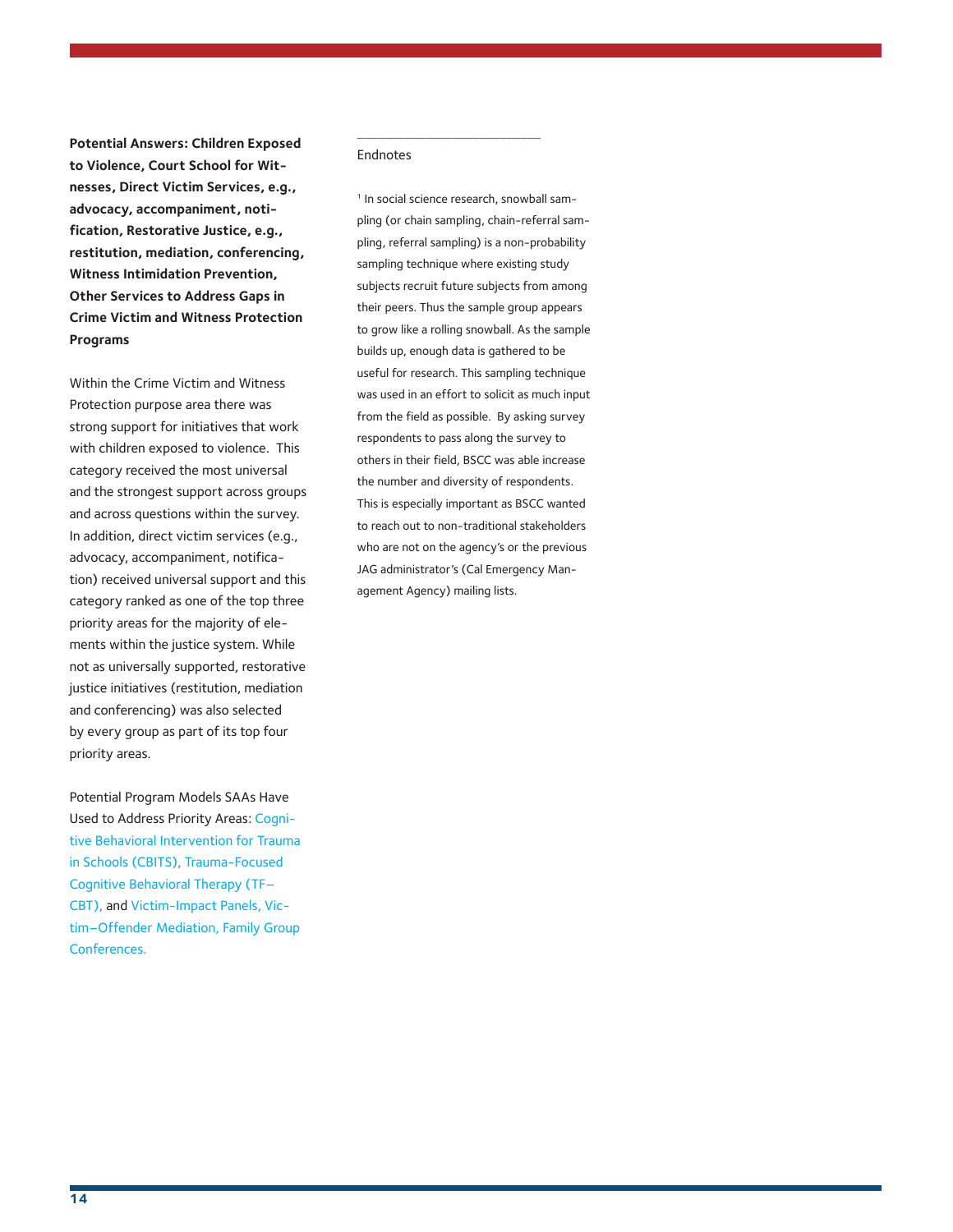**Potential Answers: Children Exposed to Violence, Court School for Witnesses, Direct Victim Services, e.g., advocacy, accompaniment, notification, Restorative Justice, e.g., restitution, mediation, conferencing, Witness Intimidation Prevention, Other Services to Address Gaps in Crime Victim and Witness Protection Programs**

Within the Crime Victim and Witness Protection purpose area there was strong support for initiatives that work with children exposed to violence. This category received the most universal and the strongest support across groups and across questions within the survey. In addition, direct victim services (e.g., advocacy, accompaniment, notification) received universal support and this category ranked as one of the top three priority areas for the majority of elements within the justice system. While not as universally supported, restorative justice initiatives (restitution, mediation and conferencing) was also selected by every group as part of its top four priority areas.

Potential Program Models SAAs Have Used to Address Priority Areas: Cognitive Behavioral Intervention for Trauma in Schools (CBITS), Trauma-Focused Cognitive Behavioral Therapy (TF–CBT), and Victim-Impact Panels, Victim–Offender Mediation, Family Group Conferences.

---

Endnotes

[1] In social science research, snowball sampling (or chain sampling, chain-referral sampling, referral sampling) is a non-probability sampling technique where existing study subjects recruit future subjects from among their peers. Thus the sample group appears to grow like a rolling snowball. As the sample builds up, enough data is gathered to be useful for research. This sampling technique was used in an effort to solicit as much input from the field as possible. By asking survey respondents to pass along the survey to others in their field, BSCC was able increase the number and diversity of respondents. This is especially important as BSCC wanted to reach out to non-traditional stakeholders who are not on the agency's or the previous JAG administrator's (Cal Emergency Management Agency) mailing lists.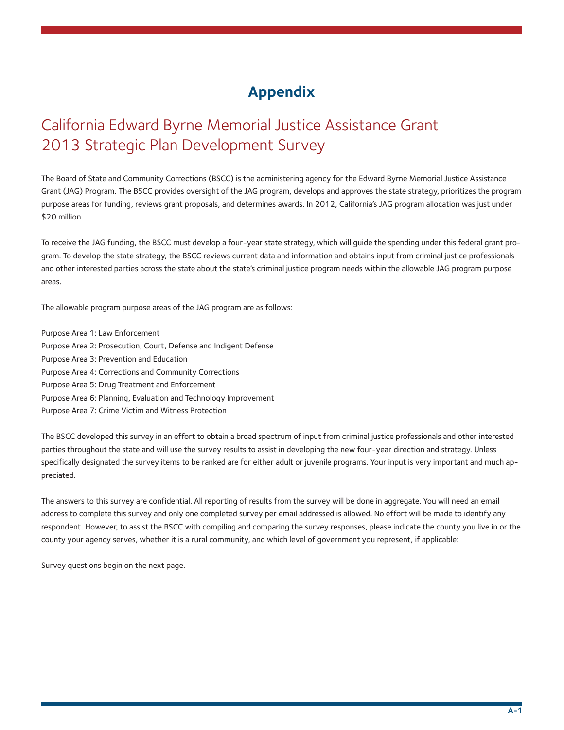# Appendix

## California Edward Byrne Memorial Justice Assistance Grant 2013 Strategic Plan Development Survey

The Board of State and Community Corrections (BSCC) is the administering agency for the Edward Byrne Memorial Justice Assistance Grant (JAG) Program. The BSCC provides oversight of the JAG program, develops and approves the state strategy, prioritizes the program purpose areas for funding, reviews grant proposals, and determines awards. In 2012, California's JAG program allocation was just under $20 million.

To receive the JAG funding, the BSCC must develop a four-year state strategy, which will guide the spending under this federal grant program. To develop the state strategy, the BSCC reviews current data and information and obtains input from criminal justice professionals and other interested parties across the state about the state's criminal justice program needs within the allowable JAG program purpose areas.

The allowable program purpose areas of the JAG program are as follows:

Purpose Area 1: Law Enforcement
Purpose Area 2: Prosecution, Court, Defense and Indigent Defense
Purpose Area 3: Prevention and Education
Purpose Area 4: Corrections and Community Corrections
Purpose Area 5: Drug Treatment and Enforcement
Purpose Area 6: Planning, Evaluation and Technology Improvement
Purpose Area 7: Crime Victim and Witness Protection

The BSCC developed this survey in an effort to obtain a broad spectrum of input from criminal justice professionals and other interested parties throughout the state and will use the survey results to assist in developing the new four-year direction and strategy. Unless specifically designated the survey items to be ranked are for either adult or juvenile programs. Your input is very important and much appreciated.

The answers to this survey are confidential. All reporting of results from the survey will be done in aggregate. You will need an email address to complete this survey and only one completed survey per email addressed is allowed. No effort will be made to identify any respondent. However, to assist the BSCC with compiling and comparing the survey responses, please indicate the county you live in or the county your agency serves, whether it is a rural community, and which level of government you represent, if applicable:

Survey questions begin on the next page.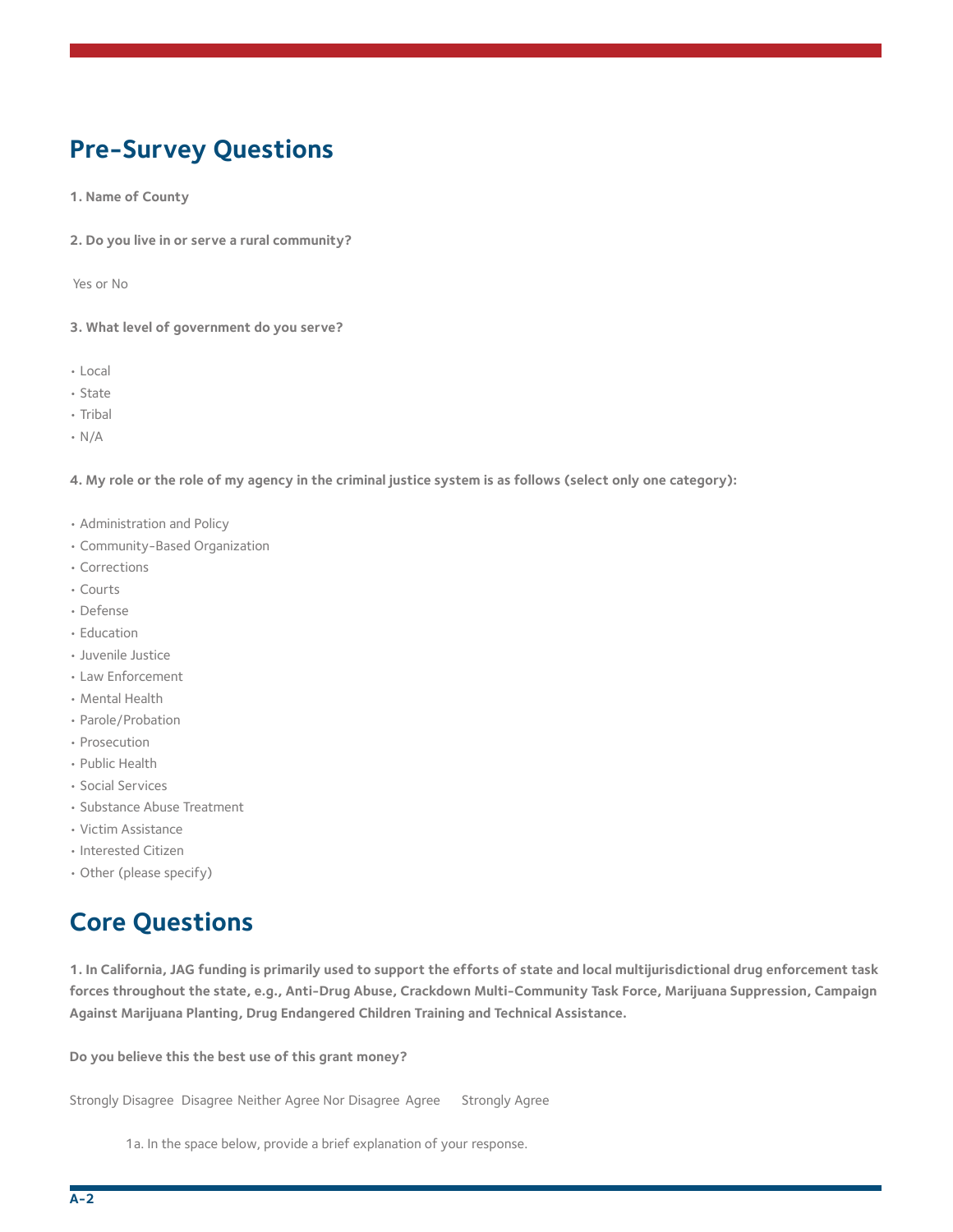## Pre-Survey Questions

**1. Name of County**

**2. Do you live in or serve a rural community?**

Yes or No

**3. What level of government do you serve?**

- Local
- State
- Tribal
- N/A

**4. My role or the role of my agency in the criminal justice system is as follows (select only one category):**

- Administration and Policy
- Community-Based Organization
- Corrections
- Courts
- Defense
- Education
- Juvenile Justice
- Law Enforcement
- Mental Health
- Parole/Probation
- Prosecution
- Public Health
- Social Services
- Substance Abuse Treatment
- Victim Assistance
- Interested Citizen
- Other (please specify)

## Core Questions

**1. In California, JAG funding is primarily used to support the efforts of state and local multijurisdictional drug enforcement task forces throughout the state, e.g., Anti-Drug Abuse, Crackdown Multi-Community Task Force, Marijuana Suppression, Campaign Against Marijuana Planting, Drug Endangered Children Training and Technical Assistance.**

**Do you believe this the best use of this grant money?**

Strongly Disagree Disagree Neither Agree Nor Disagree Agree Strongly Agree

1a. In the space below, provide a brief explanation of your response.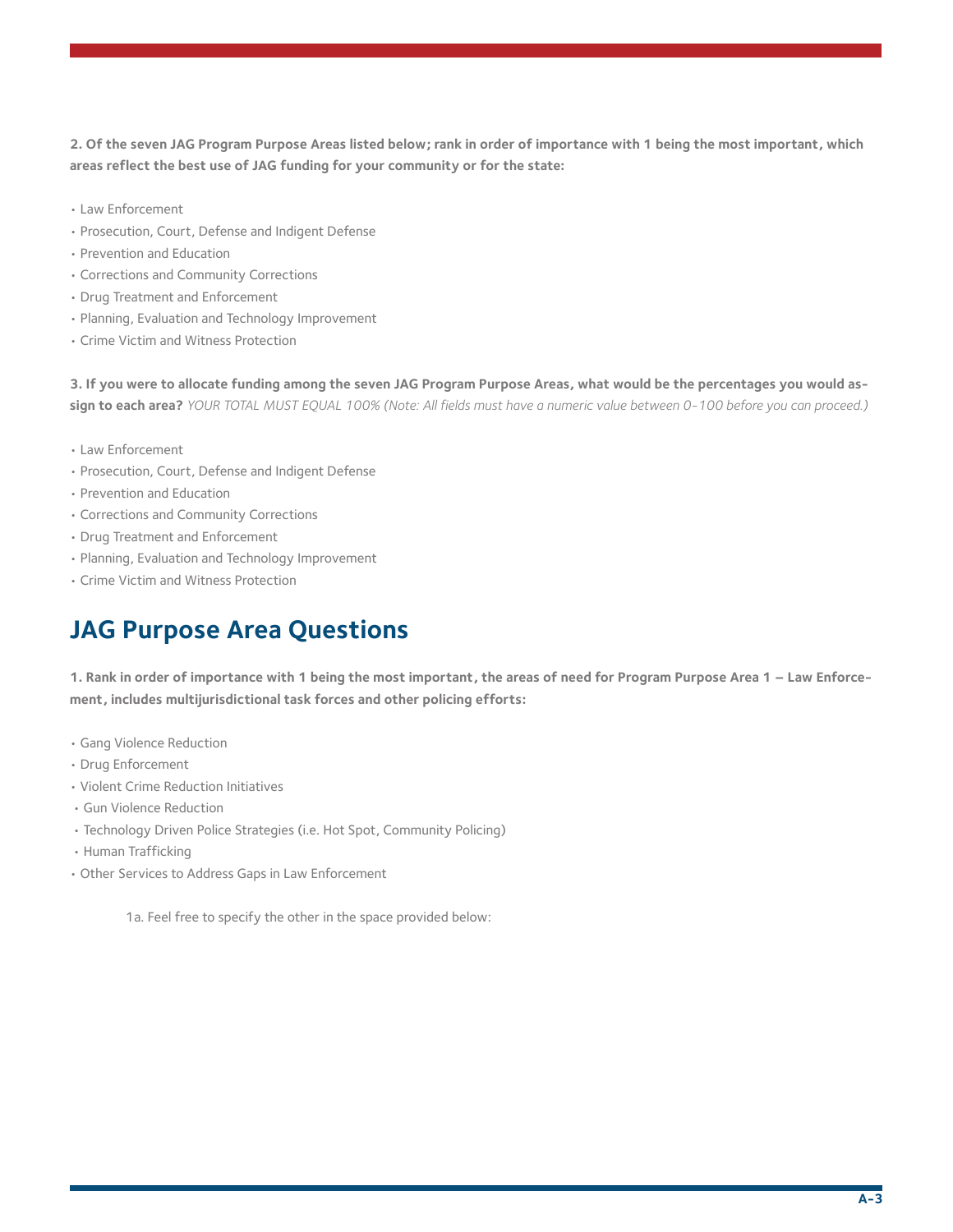**2. Of the seven JAG Program Purpose Areas listed below; rank in order of importance with 1 being the most important, which areas reflect the best use of JAG funding for your community or for the state:**

- Law Enforcement
- Prosecution, Court, Defense and Indigent Defense
- Prevention and Education
- Corrections and Community Corrections
- Drug Treatment and Enforcement
- Planning, Evaluation and Technology Improvement
- Crime Victim and Witness Protection

**3. If you were to allocate funding among the seven JAG Program Purpose Areas, what would be the percentages you would assign to each area?** *YOUR TOTAL MUST EQUAL 100% (Note: All fields must have a numeric value between 0-100 before you can proceed.)*

- Law Enforcement
- Prosecution, Court, Defense and Indigent Defense
- Prevention and Education
- Corrections and Community Corrections
- Drug Treatment and Enforcement
- Planning, Evaluation and Technology Improvement
- Crime Victim and Witness Protection

## JAG Purpose Area Questions

**1. Rank in order of importance with 1 being the most important, the areas of need for Program Purpose Area 1 – Law Enforcement, includes multijurisdictional task forces and other policing efforts:**

- Gang Violence Reduction
- Drug Enforcement
- Violent Crime Reduction Initiatives
- Gun Violence Reduction
- Technology Driven Police Strategies (i.e. Hot Spot, Community Policing)
- Human Trafficking
- Other Services to Address Gaps in Law Enforcement

1a. Feel free to specify the other in the space provided below: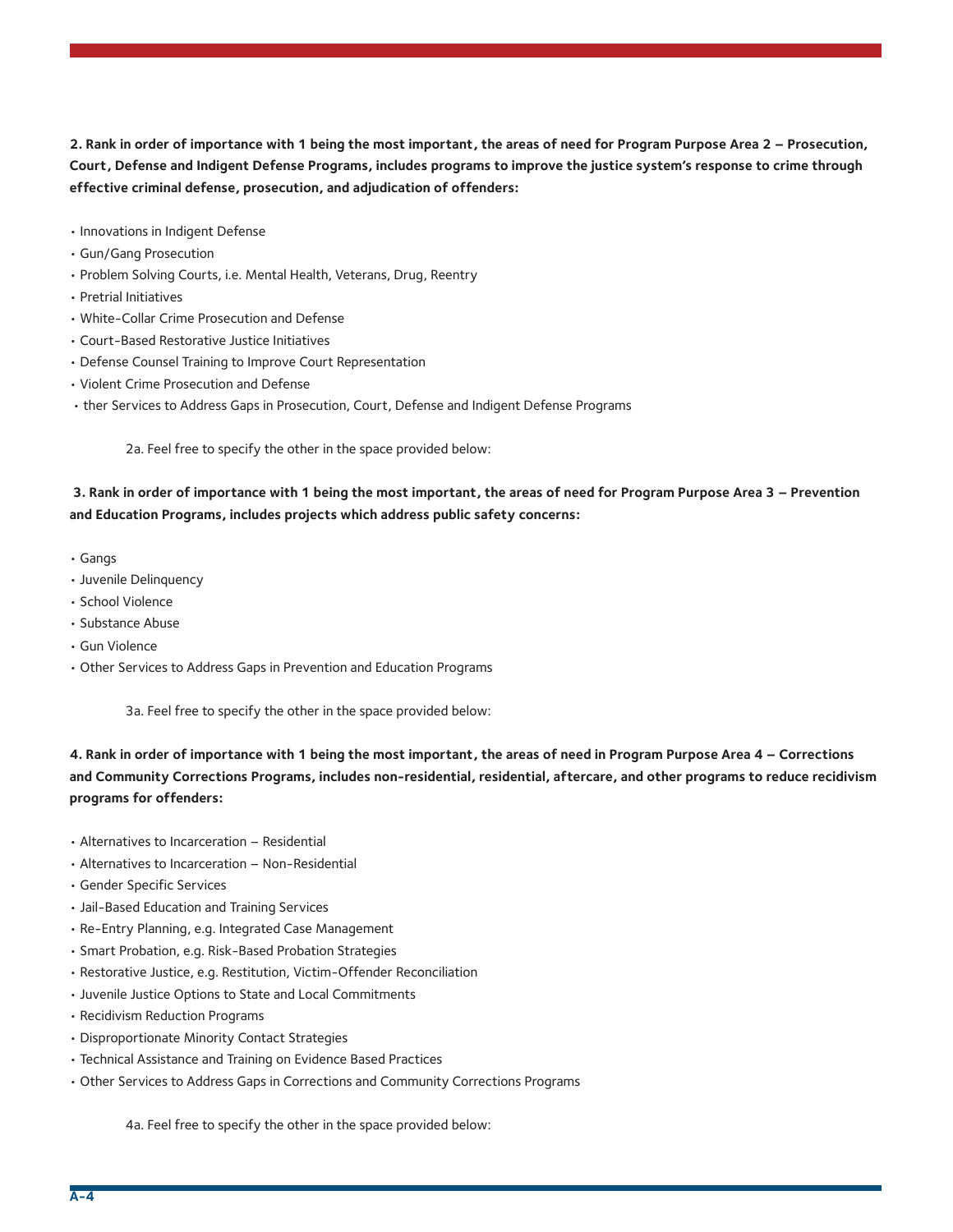**2. Rank in order of importance with 1 being the most important, the areas of need for Program Purpose Area 2 – Prosecution, Court, Defense and Indigent Defense Programs, includes programs to improve the justice system's response to crime through effective criminal defense, prosecution, and adjudication of offenders:**

- Innovations in Indigent Defense
- Gun/Gang Prosecution
- Problem Solving Courts, i.e. Mental Health, Veterans, Drug, Reentry
- Pretrial Initiatives
- White-Collar Crime Prosecution and Defense
- Court-Based Restorative Justice Initiatives
- Defense Counsel Training to Improve Court Representation
- Violent Crime Prosecution and Defense
- ther Services to Address Gaps in Prosecution, Court, Defense and Indigent Defense Programs

2a. Feel free to specify the other in the space provided below:

**3. Rank in order of importance with 1 being the most important, the areas of need for Program Purpose Area 3 – Prevention and Education Programs, includes projects which address public safety concerns:**

- Gangs
- Juvenile Delinquency
- School Violence
- Substance Abuse
- Gun Violence
- Other Services to Address Gaps in Prevention and Education Programs

3a. Feel free to specify the other in the space provided below:

**4. Rank in order of importance with 1 being the most important, the areas of need in Program Purpose Area 4 – Corrections and Community Corrections Programs, includes non-residential, residential, aftercare, and other programs to reduce recidivism programs for offenders:**

- Alternatives to Incarceration – Residential
- Alternatives to Incarceration – Non-Residential
- Gender Specific Services
- Jail-Based Education and Training Services
- Re-Entry Planning, e.g. Integrated Case Management
- Smart Probation, e.g. Risk-Based Probation Strategies
- Restorative Justice, e.g. Restitution, Victim-Offender Reconciliation
- Juvenile Justice Options to State and Local Commitments
- Recidivism Reduction Programs
- Disproportionate Minority Contact Strategies
- Technical Assistance and Training on Evidence Based Practices
- Other Services to Address Gaps in Corrections and Community Corrections Programs

4a. Feel free to specify the other in the space provided below: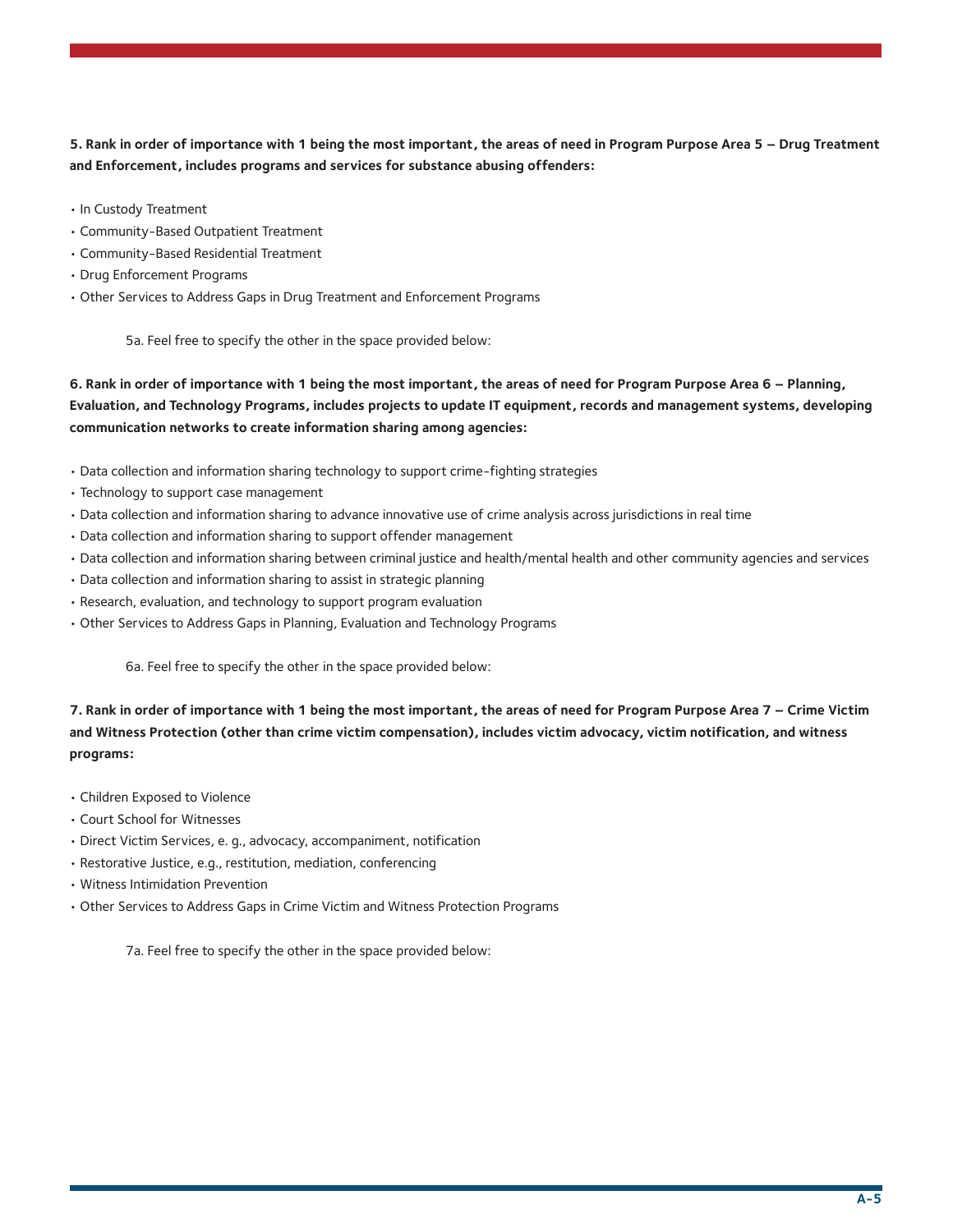**5. Rank in order of importance with 1 being the most important, the areas of need in Program Purpose Area 5 – Drug Treatment and Enforcement, includes programs and services for substance abusing offenders:**

- In Custody Treatment
- Community-Based Outpatient Treatment
- Community-Based Residential Treatment
- Drug Enforcement Programs
- Other Services to Address Gaps in Drug Treatment and Enforcement Programs

5a. Feel free to specify the other in the space provided below:

**6. Rank in order of importance with 1 being the most important, the areas of need for Program Purpose Area 6 – Planning, Evaluation, and Technology Programs, includes projects to update IT equipment, records and management systems, developing communication networks to create information sharing among agencies:**

- Data collection and information sharing technology to support crime-fighting strategies
- Technology to support case management
- Data collection and information sharing to advance innovative use of crime analysis across jurisdictions in real time
- Data collection and information sharing to support offender management
- Data collection and information sharing between criminal justice and health/mental health and other community agencies and services
- Data collection and information sharing to assist in strategic planning
- Research, evaluation, and technology to support program evaluation
- Other Services to Address Gaps in Planning, Evaluation and Technology Programs

6a. Feel free to specify the other in the space provided below:

**7. Rank in order of importance with 1 being the most important, the areas of need for Program Purpose Area 7 – Crime Victim and Witness Protection (other than crime victim compensation), includes victim advocacy, victim notification, and witness programs:**

- Children Exposed to Violence
- Court School for Witnesses
- Direct Victim Services, e. g., advocacy, accompaniment, notification
- Restorative Justice, e.g., restitution, mediation, conferencing
- Witness Intimidation Prevention
- Other Services to Address Gaps in Crime Victim and Witness Protection Programs

7a. Feel free to specify the other in the space provided below: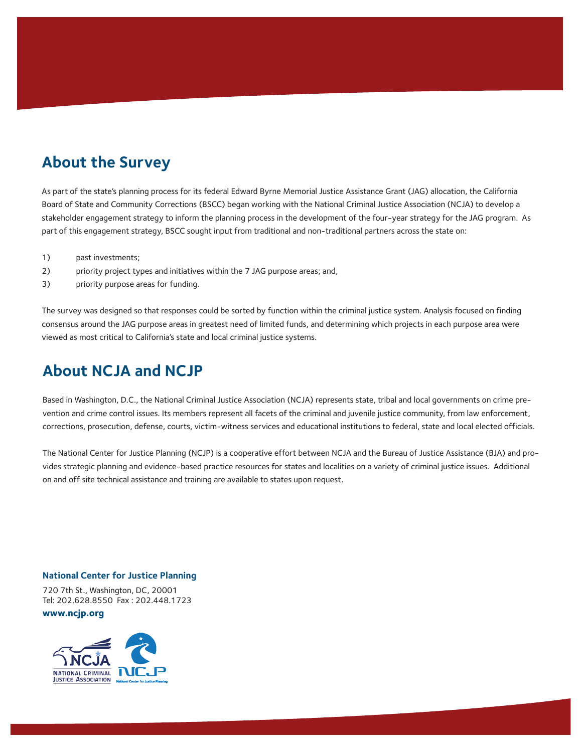## About the Survey

As part of the state's planning process for its federal Edward Byrne Memorial Justice Assistance Grant (JAG) allocation, the California Board of State and Community Corrections (BSCC) began working with the National Criminal Justice Association (NCJA) to develop a stakeholder engagement strategy to inform the planning process in the development of the four-year strategy for the JAG program. As part of this engagement strategy, BSCC sought input from traditional and non-traditional partners across the state on:

1) past investments;
2) priority project types and initiatives within the 7 JAG purpose areas; and,
3) priority purpose areas for funding.

The survey was designed so that responses could be sorted by function within the criminal justice system. Analysis focused on finding consensus around the JAG purpose areas in greatest need of limited funds, and determining which projects in each purpose area were viewed as most critical to California's state and local criminal justice systems.

## About NCJA and NCJP

Based in Washington, D.C., the National Criminal Justice Association (NCJA) represents state, tribal and local governments on crime prevention and crime control issues. Its members represent all facets of the criminal and juvenile justice community, from law enforcement, corrections, prosecution, defense, courts, victim-witness services and educational institutions to federal, state and local elected officials.

The National Center for Justice Planning (NCJP) is a cooperative effort between NCJA and the Bureau of Justice Assistance (BJA) and provides strategic planning and evidence-based practice resources for states and localities on a variety of criminal justice issues. Additional on and off site technical assistance and training are available to states upon request.

**National Center for Justice Planning**

720 7th St., Washington, DC, 20001
Tel: 202.628.8550 Fax : 202.448.1723

**www.ncjp.org**

NCJA
NATIONAL CRIMINAL JUSTICE ASSOCIATION

NCJP
National Center for Justice Planning